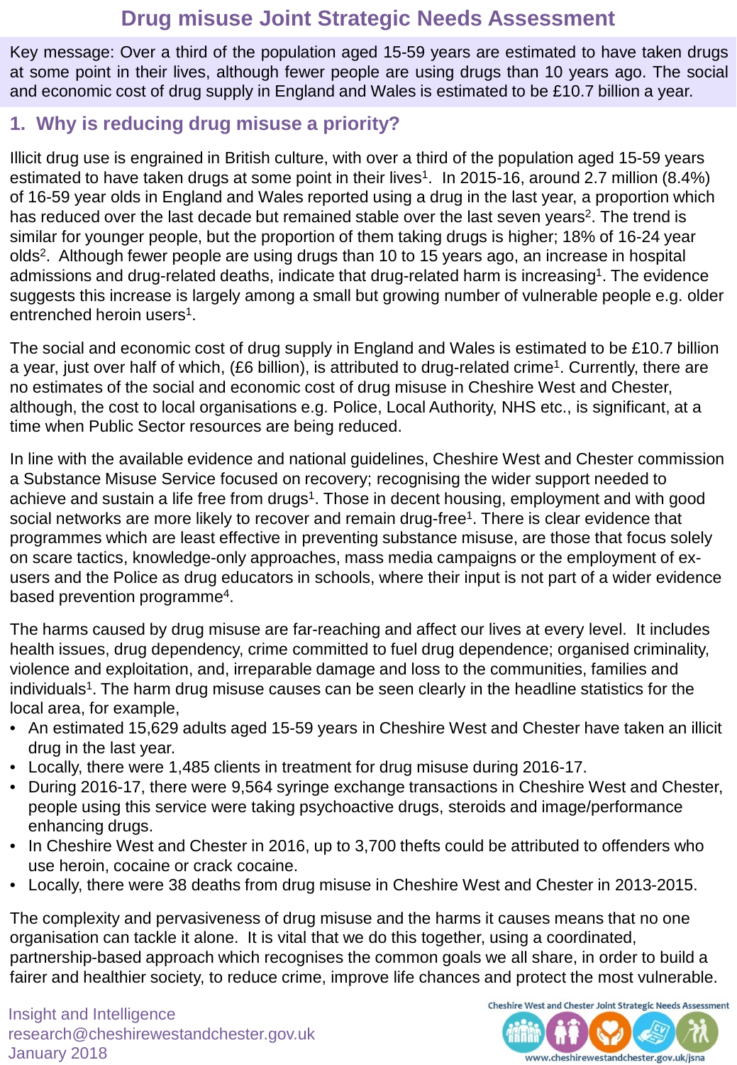# Drug misuse Joint Strategic Needs Assessment

Key message: Over a third of the population aged 15-59 years are estimated to have taken drugs at some point in their lives, although fewer people are using drugs than 10 years ago. The social and economic cost of drug supply in England and Wales is estimated to be £10.7 billion a year.

## 1. Why is reducing drug misuse a priority?

Illicit drug use is engrained in British culture, with over a third of the population aged 15-59 years estimated to have taken drugs at some point in their lives[1]. In 2015-16, around 2.7 million (8.4%) of 16-59 year olds in England and Wales reported using a drug in the last year, a proportion which has reduced over the last decade but remained stable over the last seven years[2]. The trend is similar for younger people, but the proportion of them taking drugs is higher; 18% of 16-24 year olds[2]. Although fewer people are using drugs than 10 to 15 years ago, an increase in hospital admissions and drug-related deaths, indicate that drug-related harm is increasing[1]. The evidence suggests this increase is largely among a small but growing number of vulnerable people e.g. older entrenched heroin users[1].

The social and economic cost of drug supply in England and Wales is estimated to be £10.7 billion a year, just over half of which, (£6 billion), is attributed to drug-related crime[1]. Currently, there are no estimates of the social and economic cost of drug misuse in Cheshire West and Chester, although, the cost to local organisations e.g. Police, Local Authority, NHS etc., is significant, at a time when Public Sector resources are being reduced.

In line with the available evidence and national guidelines, Cheshire West and Chester commission a Substance Misuse Service focused on recovery; recognising the wider support needed to achieve and sustain a life free from drugs[1]. Those in decent housing, employment and with good social networks are more likely to recover and remain drug-free[1]. There is clear evidence that programmes which are least effective in preventing substance misuse, are those that focus solely on scare tactics, knowledge-only approaches, mass media campaigns or the employment of ex-users and the Police as drug educators in schools, where their input is not part of a wider evidence based prevention programme[4].

The harms caused by drug misuse are far-reaching and affect our lives at every level. It includes health issues, drug dependency, crime committed to fuel drug dependence; organised criminality, violence and exploitation, and, irreparable damage and loss to the communities, families and individuals[1]. The harm drug misuse causes can be seen clearly in the headline statistics for the local area, for example,

- An estimated 15,629 adults aged 15-59 years in Cheshire West and Chester have taken an illicit drug in the last year.
- Locally, there were 1,485 clients in treatment for drug misuse during 2016-17.
- During 2016-17, there were 9,564 syringe exchange transactions in Cheshire West and Chester, people using this service were taking psychoactive drugs, steroids and image/performance enhancing drugs.
- In Cheshire West and Chester in 2016, up to 3,700 thefts could be attributed to offenders who use heroin, cocaine or crack cocaine.
- Locally, there were 38 deaths from drug misuse in Cheshire West and Chester in 2013-2015.

The complexity and pervasiveness of drug misuse and the harms it causes means that no one organisation can tackle it alone. It is vital that we do this together, using a coordinated, partnership-based approach which recognises the common goals we all share, in order to build a fairer and healthier society, to reduce crime, improve life chances and protect the most vulnerable.

Insight and Intelligence
research@cheshirewestandchester.gov.uk
January 2018

Cheshire West and Chester Joint Strategic Needs Assessment
www.cheshirewestandchester.gov.uk/jsna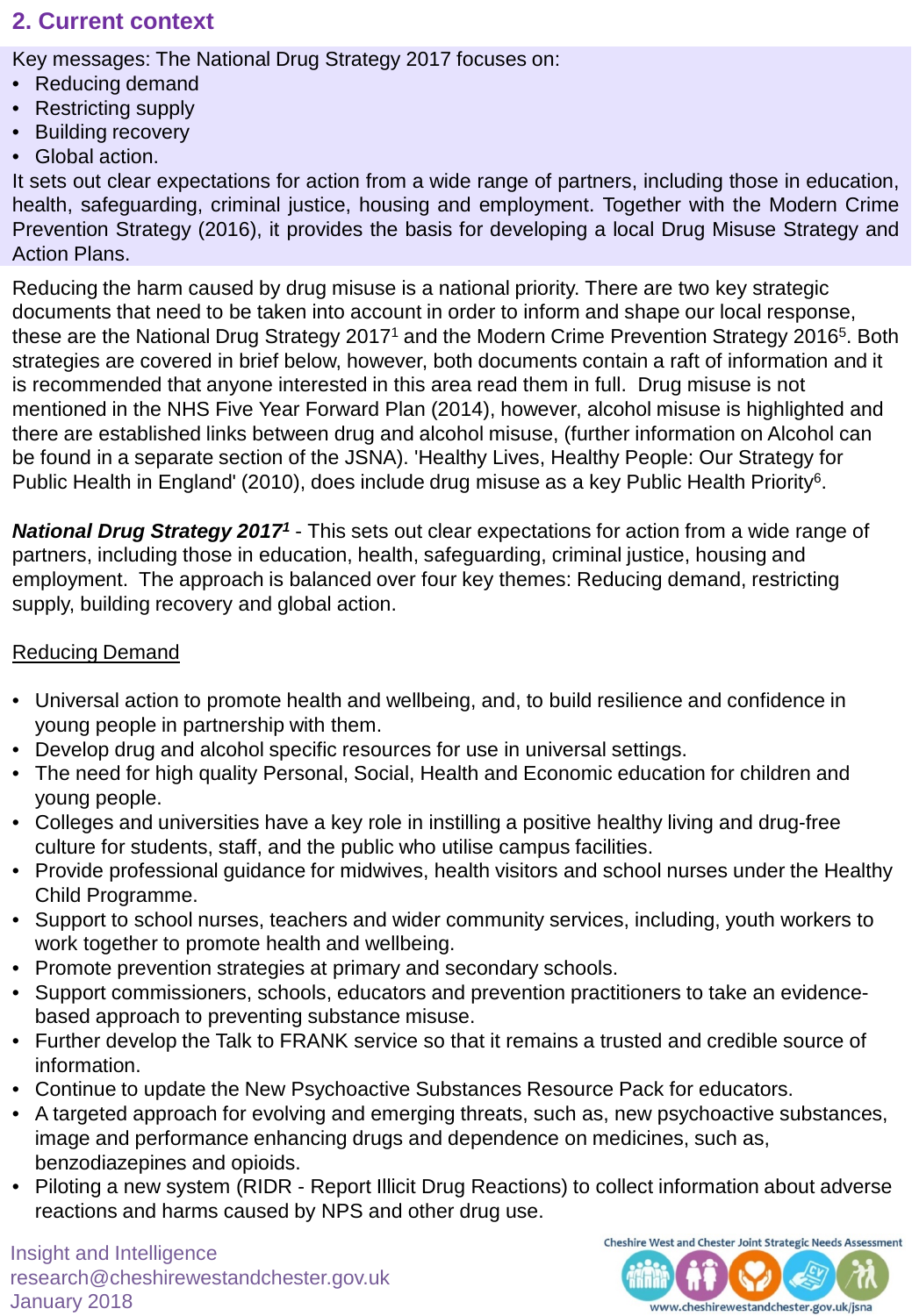## 2. Current context

Key messages: The National Drug Strategy 2017 focuses on:

- Reducing demand
- Restricting supply
- Building recovery
- Global action.

It sets out clear expectations for action from a wide range of partners, including those in education, health, safeguarding, criminal justice, housing and employment. Together with the Modern Crime Prevention Strategy (2016), it provides the basis for developing a local Drug Misuse Strategy and Action Plans.

Reducing the harm caused by drug misuse is a national priority. There are two key strategic documents that need to be taken into account in order to inform and shape our local response, these are the National Drug Strategy 2017[1] and the Modern Crime Prevention Strategy 2016[5]. Both strategies are covered in brief below, however, both documents contain a raft of information and it is recommended that anyone interested in this area read them in full. Drug misuse is not mentioned in the NHS Five Year Forward Plan (2014), however, alcohol misuse is highlighted and there are established links between drug and alcohol misuse, (further information on Alcohol can be found in a separate section of the JSNA). 'Healthy Lives, Healthy People: Our Strategy for Public Health in England' (2010), does include drug misuse as a key Public Health Priority[6].

***National Drug Strategy 2017[1]*** - This sets out clear expectations for action from a wide range of partners, including those in education, health, safeguarding, criminal justice, housing and employment. The approach is balanced over four key themes: Reducing demand, restricting supply, building recovery and global action.

Reducing Demand

- Universal action to promote health and wellbeing, and, to build resilience and confidence in young people in partnership with them.
- Develop drug and alcohol specific resources for use in universal settings.
- The need for high quality Personal, Social, Health and Economic education for children and young people.
- Colleges and universities have a key role in instilling a positive healthy living and drug-free culture for students, staff, and the public who utilise campus facilities.
- Provide professional guidance for midwives, health visitors and school nurses under the Healthy Child Programme.
- Support to school nurses, teachers and wider community services, including, youth workers to work together to promote health and wellbeing.
- Promote prevention strategies at primary and secondary schools.
- Support commissioners, schools, educators and prevention practitioners to take an evidence-based approach to preventing substance misuse.
- Further develop the Talk to FRANK service so that it remains a trusted and credible source of information.
- Continue to update the New Psychoactive Substances Resource Pack for educators.
- A targeted approach for evolving and emerging threats, such as, new psychoactive substances, image and performance enhancing drugs and dependence on medicines, such as, benzodiazepines and opioids.
- Piloting a new system (RIDR - Report Illicit Drug Reactions) to collect information about adverse reactions and harms caused by NPS and other drug use.

Insight and Intelligence
research@cheshirewestandchester.gov.uk
January 2018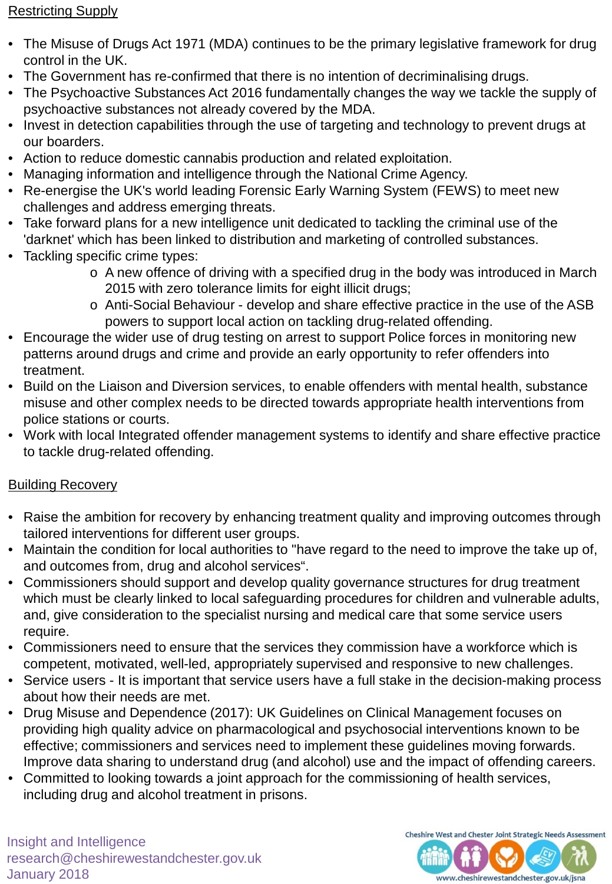## Restricting Supply

- The Misuse of Drugs Act 1971 (MDA) continues to be the primary legislative framework for drug control in the UK.
- The Government has re-confirmed that there is no intention of decriminalising drugs.
- The Psychoactive Substances Act 2016 fundamentally changes the way we tackle the supply of psychoactive substances not already covered by the MDA.
- Invest in detection capabilities through the use of targeting and technology to prevent drugs at our boarders.
- Action to reduce domestic cannabis production and related exploitation.
- Managing information and intelligence through the National Crime Agency.
- Re-energise the UK's world leading Forensic Early Warning System (FEWS) to meet new challenges and address emerging threats.
- Take forward plans for a new intelligence unit dedicated to tackling the criminal use of the 'darknet' which has been linked to distribution and marketing of controlled substances.
- Tackling specific crime types:
  - A new offence of driving with a specified drug in the body was introduced in March 2015 with zero tolerance limits for eight illicit drugs;
  - Anti-Social Behaviour - develop and share effective practice in the use of the ASB powers to support local action on tackling drug-related offending.
- Encourage the wider use of drug testing on arrest to support Police forces in monitoring new patterns around drugs and crime and provide an early opportunity to refer offenders into treatment.
- Build on the Liaison and Diversion services, to enable offenders with mental health, substance misuse and other complex needs to be directed towards appropriate health interventions from police stations or courts.
- Work with local Integrated offender management systems to identify and share effective practice to tackle drug-related offending.

## Building Recovery

- Raise the ambition for recovery by enhancing treatment quality and improving outcomes through tailored interventions for different user groups.
- Maintain the condition for local authorities to "have regard to the need to improve the take up of, and outcomes from, drug and alcohol services".
- Commissioners should support and develop quality governance structures for drug treatment which must be clearly linked to local safeguarding procedures for children and vulnerable adults, and, give consideration to the specialist nursing and medical care that some service users require.
- Commissioners need to ensure that the services they commission have a workforce which is competent, motivated, well-led, appropriately supervised and responsive to new challenges.
- Service users - It is important that service users have a full stake in the decision-making process about how their needs are met.
- Drug Misuse and Dependence (2017): UK Guidelines on Clinical Management focuses on providing high quality advice on pharmacological and psychosocial interventions known to be effective; commissioners and services need to implement these guidelines moving forwards. Improve data sharing to understand drug (and alcohol) use and the impact of offending careers.
- Committed to looking towards a joint approach for the commissioning of health services, including drug and alcohol treatment in prisons.

Insight and Intelligence
research@cheshirewestandchester.gov.uk
January 2018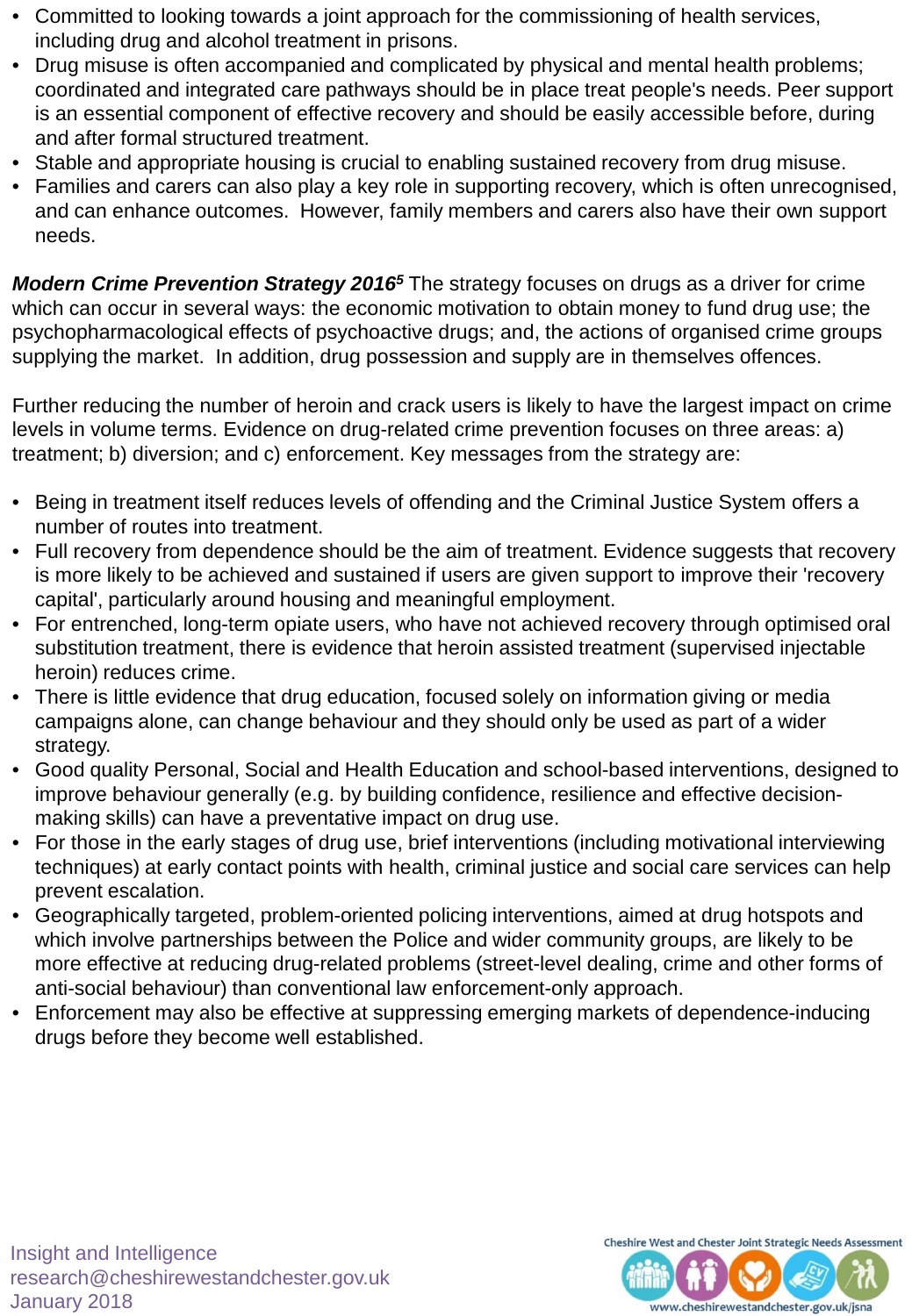- Committed to looking towards a joint approach for the commissioning of health services, including drug and alcohol treatment in prisons.
- Drug misuse is often accompanied and complicated by physical and mental health problems; coordinated and integrated care pathways should be in place treat people's needs. Peer support is an essential component of effective recovery and should be easily accessible before, during and after formal structured treatment.
- Stable and appropriate housing is crucial to enabling sustained recovery from drug misuse.
- Families and carers can also play a key role in supporting recovery, which is often unrecognised, and can enhance outcomes. However, family members and carers also have their own support needs.

***Modern Crime Prevention Strategy 2016***[5] The strategy focuses on drugs as a driver for crime which can occur in several ways: the economic motivation to obtain money to fund drug use; the psychopharmacological effects of psychoactive drugs; and, the actions of organised crime groups supplying the market. In addition, drug possession and supply are in themselves offences.

Further reducing the number of heroin and crack users is likely to have the largest impact on crime levels in volume terms. Evidence on drug-related crime prevention focuses on three areas: a) treatment; b) diversion; and c) enforcement. Key messages from the strategy are:

- Being in treatment itself reduces levels of offending and the Criminal Justice System offers a number of routes into treatment.
- Full recovery from dependence should be the aim of treatment. Evidence suggests that recovery is more likely to be achieved and sustained if users are given support to improve their 'recovery capital', particularly around housing and meaningful employment.
- For entrenched, long-term opiate users, who have not achieved recovery through optimised oral substitution treatment, there is evidence that heroin assisted treatment (supervised injectable heroin) reduces crime.
- There is little evidence that drug education, focused solely on information giving or media campaigns alone, can change behaviour and they should only be used as part of a wider strategy.
- Good quality Personal, Social and Health Education and school-based interventions, designed to improve behaviour generally (e.g. by building confidence, resilience and effective decision-making skills) can have a preventative impact on drug use.
- For those in the early stages of drug use, brief interventions (including motivational interviewing techniques) at early contact points with health, criminal justice and social care services can help prevent escalation.
- Geographically targeted, problem-oriented policing interventions, aimed at drug hotspots and which involve partnerships between the Police and wider community groups, are likely to be more effective at reducing drug-related problems (street-level dealing, crime and other forms of anti-social behaviour) than conventional law enforcement-only approach.
- Enforcement may also be effective at suppressing emerging markets of dependence-inducing drugs before they become well established.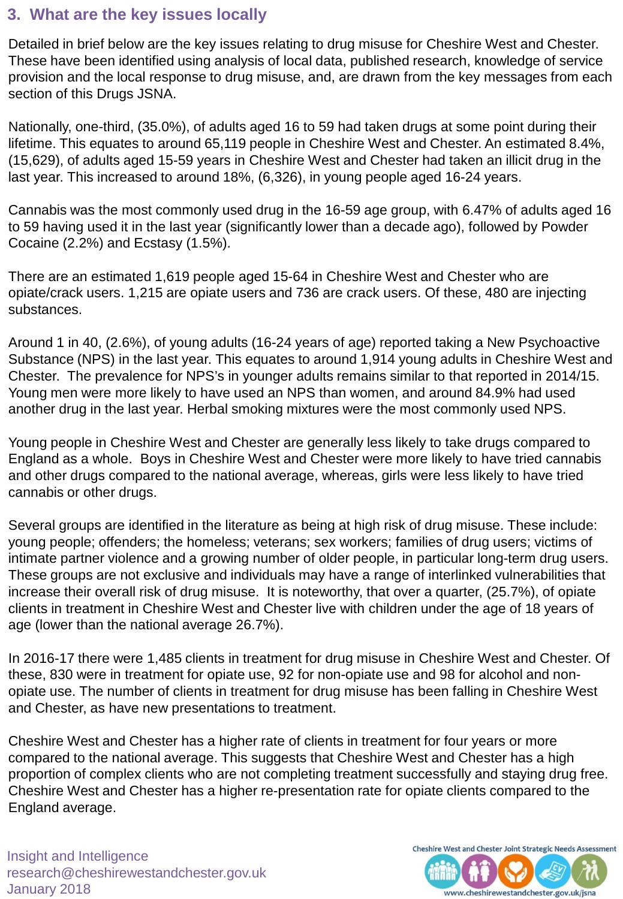## 3. What are the key issues locally

Detailed in brief below are the key issues relating to drug misuse for Cheshire West and Chester. These have been identified using analysis of local data, published research, knowledge of service provision and the local response to drug misuse, and, are drawn from the key messages from each section of this Drugs JSNA.

Nationally, one-third, (35.0%), of adults aged 16 to 59 had taken drugs at some point during their lifetime. This equates to around 65,119 people in Cheshire West and Chester. An estimated 8.4%, (15,629), of adults aged 15-59 years in Cheshire West and Chester had taken an illicit drug in the last year. This increased to around 18%, (6,326), in young people aged 16-24 years.

Cannabis was the most commonly used drug in the 16-59 age group, with 6.47% of adults aged 16 to 59 having used it in the last year (significantly lower than a decade ago), followed by Powder Cocaine (2.2%) and Ecstasy (1.5%).

There are an estimated 1,619 people aged 15-64 in Cheshire West and Chester who are opiate/crack users. 1,215 are opiate users and 736 are crack users. Of these, 480 are injecting substances.

Around 1 in 40, (2.6%), of young adults (16-24 years of age) reported taking a New Psychoactive Substance (NPS) in the last year. This equates to around 1,914 young adults in Cheshire West and Chester. The prevalence for NPS's in younger adults remains similar to that reported in 2014/15. Young men were more likely to have used an NPS than women, and around 84.9% had used another drug in the last year. Herbal smoking mixtures were the most commonly used NPS.

Young people in Cheshire West and Chester are generally less likely to take drugs compared to England as a whole. Boys in Cheshire West and Chester were more likely to have tried cannabis and other drugs compared to the national average, whereas, girls were less likely to have tried cannabis or other drugs.

Several groups are identified in the literature as being at high risk of drug misuse. These include: young people; offenders; the homeless; veterans; sex workers; families of drug users; victims of intimate partner violence and a growing number of older people, in particular long-term drug users. These groups are not exclusive and individuals may have a range of interlinked vulnerabilities that increase their overall risk of drug misuse. It is noteworthy, that over a quarter, (25.7%), of opiate clients in treatment in Cheshire West and Chester live with children under the age of 18 years of age (lower than the national average 26.7%).

In 2016-17 there were 1,485 clients in treatment for drug misuse in Cheshire West and Chester. Of these, 830 were in treatment for opiate use, 92 for non-opiate use and 98 for alcohol and non-opiate use. The number of clients in treatment for drug misuse has been falling in Cheshire West and Chester, as have new presentations to treatment.

Cheshire West and Chester has a higher rate of clients in treatment for four years or more compared to the national average. This suggests that Cheshire West and Chester has a high proportion of complex clients who are not completing treatment successfully and staying drug free. Cheshire West and Chester has a higher re-presentation rate for opiate clients compared to the England average.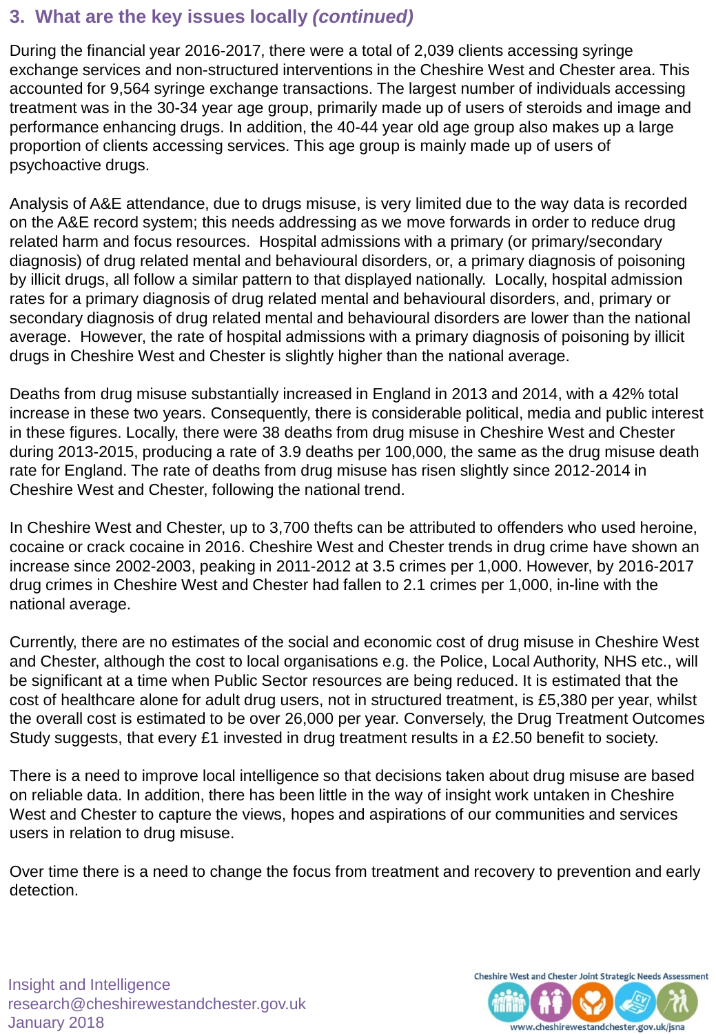## 3. What are the key issues locally *(continued)*

During the financial year 2016-2017, there were a total of 2,039 clients accessing syringe exchange services and non-structured interventions in the Cheshire West and Chester area. This accounted for 9,564 syringe exchange transactions. The largest number of individuals accessing treatment was in the 30-34 year age group, primarily made up of users of steroids and image and performance enhancing drugs. In addition, the 40-44 year old age group also makes up a large proportion of clients accessing services. This age group is mainly made up of users of psychoactive drugs.

Analysis of A&E attendance, due to drugs misuse, is very limited due to the way data is recorded on the A&E record system; this needs addressing as we move forwards in order to reduce drug related harm and focus resources. Hospital admissions with a primary (or primary/secondary diagnosis) of drug related mental and behavioural disorders, or, a primary diagnosis of poisoning by illicit drugs, all follow a similar pattern to that displayed nationally. Locally, hospital admission rates for a primary diagnosis of drug related mental and behavioural disorders, and, primary or secondary diagnosis of drug related mental and behavioural disorders are lower than the national average. However, the rate of hospital admissions with a primary diagnosis of poisoning by illicit drugs in Cheshire West and Chester is slightly higher than the national average.

Deaths from drug misuse substantially increased in England in 2013 and 2014, with a 42% total increase in these two years. Consequently, there is considerable political, media and public interest in these figures. Locally, there were 38 deaths from drug misuse in Cheshire West and Chester during 2013-2015, producing a rate of 3.9 deaths per 100,000, the same as the drug misuse death rate for England. The rate of deaths from drug misuse has risen slightly since 2012-2014 in Cheshire West and Chester, following the national trend.

In Cheshire West and Chester, up to 3,700 thefts can be attributed to offenders who used heroine, cocaine or crack cocaine in 2016. Cheshire West and Chester trends in drug crime have shown an increase since 2002-2003, peaking in 2011-2012 at 3.5 crimes per 1,000. However, by 2016-2017 drug crimes in Cheshire West and Chester had fallen to 2.1 crimes per 1,000, in-line with the national average.

Currently, there are no estimates of the social and economic cost of drug misuse in Cheshire West and Chester, although the cost to local organisations e.g. the Police, Local Authority, NHS etc., will be significant at a time when Public Sector resources are being reduced. It is estimated that the cost of healthcare alone for adult drug users, not in structured treatment, is £5,380 per year, whilst the overall cost is estimated to be over 26,000 per year. Conversely, the Drug Treatment Outcomes Study suggests, that every £1 invested in drug treatment results in a £2.50 benefit to society.

There is a need to improve local intelligence so that decisions taken about drug misuse are based on reliable data. In addition, there has been little in the way of insight work untaken in Cheshire West and Chester to capture the views, hopes and aspirations of our communities and services users in relation to drug misuse.

Over time there is a need to change the focus from treatment and recovery to prevention and early detection.

Insight and Intelligence
research@cheshirewestandchester.gov.uk
January 2018

Cheshire West and Chester Joint Strategic Needs Assessment
www.cheshirewestandchester.gov.uk/jsna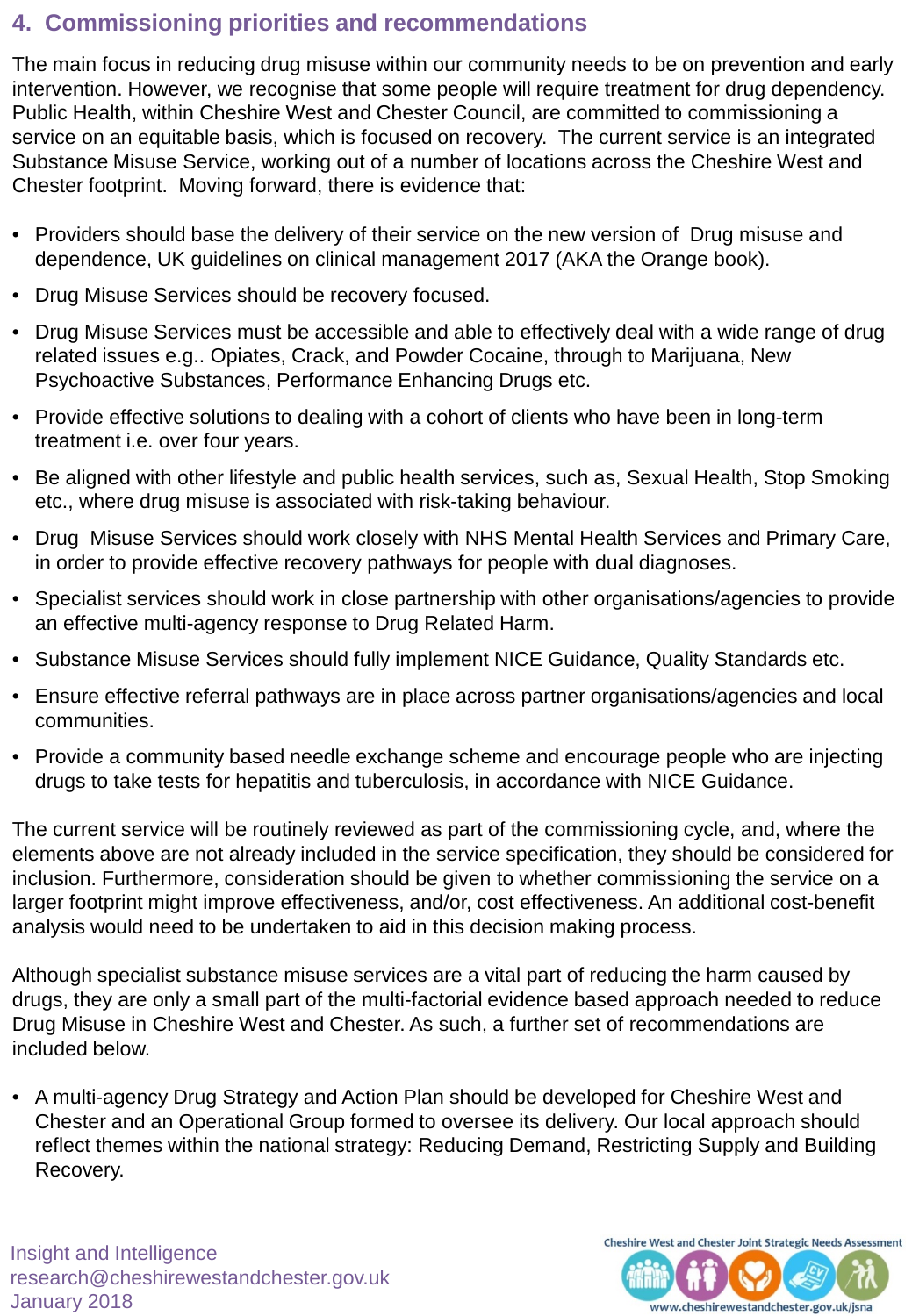## 4. Commissioning priorities and recommendations

The main focus in reducing drug misuse within our community needs to be on prevention and early intervention. However, we recognise that some people will require treatment for drug dependency. Public Health, within Cheshire West and Chester Council, are committed to commissioning a service on an equitable basis, which is focused on recovery. The current service is an integrated Substance Misuse Service, working out of a number of locations across the Cheshire West and Chester footprint. Moving forward, there is evidence that:

- Providers should base the delivery of their service on the new version of Drug misuse and dependence, UK guidelines on clinical management 2017 (AKA the Orange book).
- Drug Misuse Services should be recovery focused.
- Drug Misuse Services must be accessible and able to effectively deal with a wide range of drug related issues e.g.. Opiates, Crack, and Powder Cocaine, through to Marijuana, New Psychoactive Substances, Performance Enhancing Drugs etc.
- Provide effective solutions to dealing with a cohort of clients who have been in long-term treatment i.e. over four years.
- Be aligned with other lifestyle and public health services, such as, Sexual Health, Stop Smoking etc., where drug misuse is associated with risk-taking behaviour.
- Drug Misuse Services should work closely with NHS Mental Health Services and Primary Care, in order to provide effective recovery pathways for people with dual diagnoses.
- Specialist services should work in close partnership with other organisations/agencies to provide an effective multi-agency response to Drug Related Harm.
- Substance Misuse Services should fully implement NICE Guidance, Quality Standards etc.
- Ensure effective referral pathways are in place across partner organisations/agencies and local communities.
- Provide a community based needle exchange scheme and encourage people who are injecting drugs to take tests for hepatitis and tuberculosis, in accordance with NICE Guidance.

The current service will be routinely reviewed as part of the commissioning cycle, and, where the elements above are not already included in the service specification, they should be considered for inclusion. Furthermore, consideration should be given to whether commissioning the service on a larger footprint might improve effectiveness, and/or, cost effectiveness. An additional cost-benefit analysis would need to be undertaken to aid in this decision making process.

Although specialist substance misuse services are a vital part of reducing the harm caused by drugs, they are only a small part of the multi-factorial evidence based approach needed to reduce Drug Misuse in Cheshire West and Chester. As such, a further set of recommendations are included below.

- A multi-agency Drug Strategy and Action Plan should be developed for Cheshire West and Chester and an Operational Group formed to oversee its delivery. Our local approach should reflect themes within the national strategy: Reducing Demand, Restricting Supply and Building Recovery.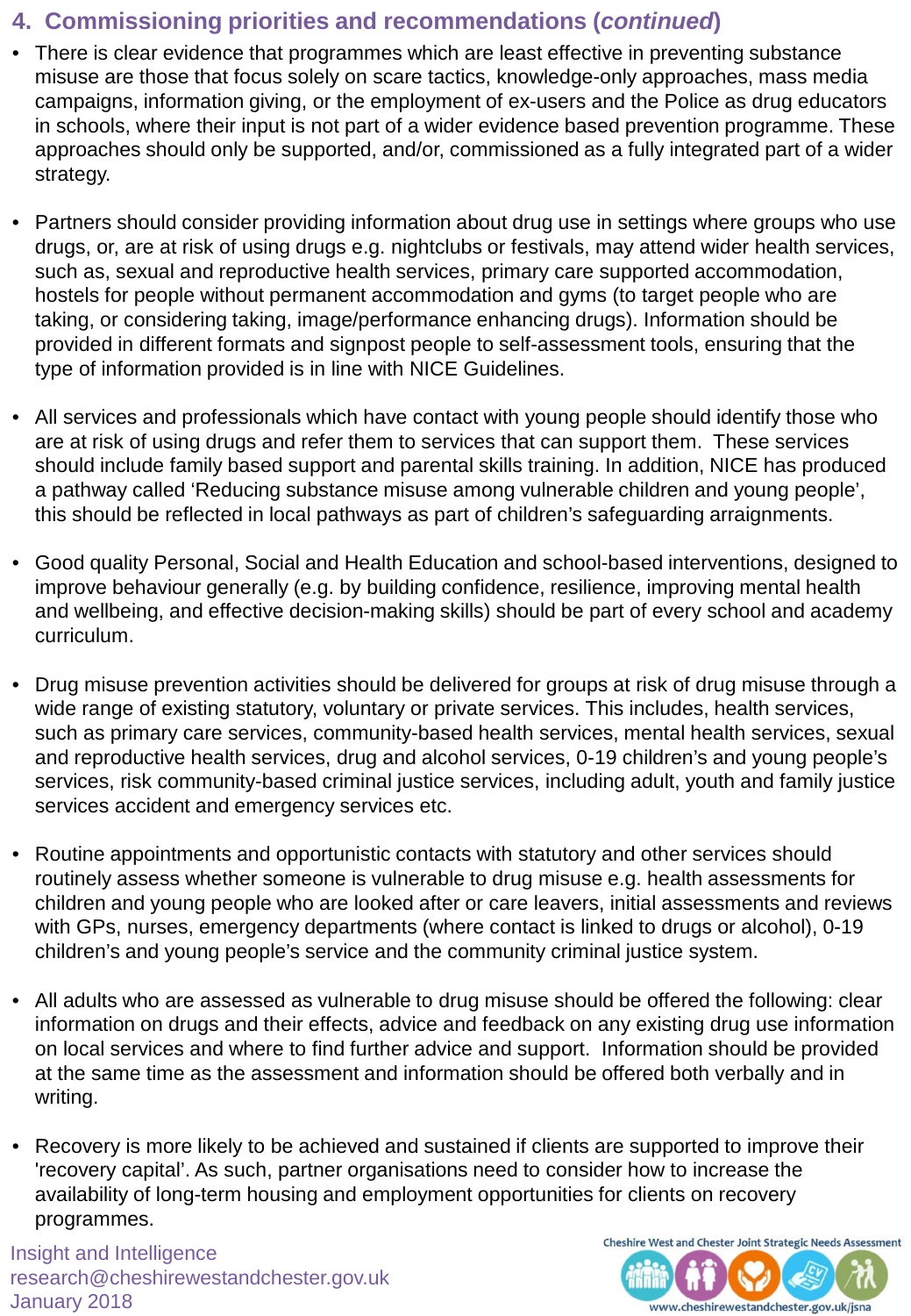## 4. Commissioning priorities and recommendations (*continued*)

- There is clear evidence that programmes which are least effective in preventing substance misuse are those that focus solely on scare tactics, knowledge-only approaches, mass media campaigns, information giving, or the employment of ex-users and the Police as drug educators in schools, where their input is not part of a wider evidence based prevention programme. These approaches should only be supported, and/or, commissioned as a fully integrated part of a wider strategy.

- Partners should consider providing information about drug use in settings where groups who use drugs, or, are at risk of using drugs e.g. nightclubs or festivals, may attend wider health services, such as, sexual and reproductive health services, primary care supported accommodation, hostels for people without permanent accommodation and gyms (to target people who are taking, or considering taking, image/performance enhancing drugs). Information should be provided in different formats and signpost people to self-assessment tools, ensuring that the type of information provided is in line with NICE Guidelines.

- All services and professionals which have contact with young people should identify those who are at risk of using drugs and refer them to services that can support them. These services should include family based support and parental skills training. In addition, NICE has produced a pathway called 'Reducing substance misuse among vulnerable children and young people', this should be reflected in local pathways as part of children's safeguarding arraignments.

- Good quality Personal, Social and Health Education and school-based interventions, designed to improve behaviour generally (e.g. by building confidence, resilience, improving mental health and wellbeing, and effective decision-making skills) should be part of every school and academy curriculum.

- Drug misuse prevention activities should be delivered for groups at risk of drug misuse through a wide range of existing statutory, voluntary or private services. This includes, health services, such as primary care services, community-based health services, mental health services, sexual and reproductive health services, drug and alcohol services, 0-19 children's and young people's services, risk community-based criminal justice services, including adult, youth and family justice services accident and emergency services etc.

- Routine appointments and opportunistic contacts with statutory and other services should routinely assess whether someone is vulnerable to drug misuse e.g. health assessments for children and young people who are looked after or care leavers, initial assessments and reviews with GPs, nurses, emergency departments (where contact is linked to drugs or alcohol), 0-19 children's and young people's service and the community criminal justice system.

- All adults who are assessed as vulnerable to drug misuse should be offered the following: clear information on drugs and their effects, advice and feedback on any existing drug use information on local services and where to find further advice and support. Information should be provided at the same time as the assessment and information should be offered both verbally and in writing.

- Recovery is more likely to be achieved and sustained if clients are supported to improve their 'recovery capital'. As such, partner organisations need to consider how to increase the availability of long-term housing and employment opportunities for clients on recovery programmes.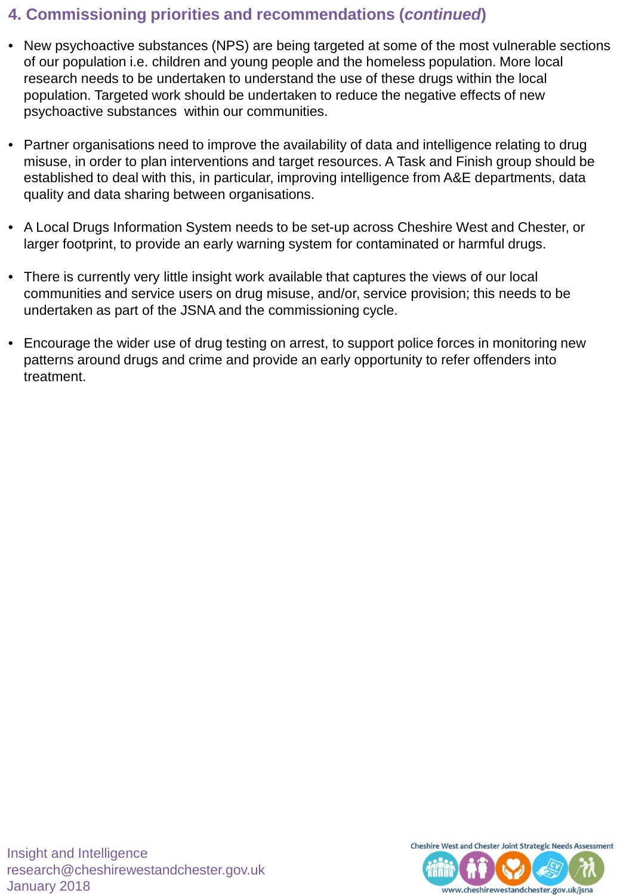## 4. Commissioning priorities and recommendations (*continued*)

- New psychoactive substances (NPS) are being targeted at some of the most vulnerable sections of our population i.e. children and young people and the homeless population. More local research needs to be undertaken to understand the use of these drugs within the local population. Targeted work should be undertaken to reduce the negative effects of new psychoactive substances within our communities.

- Partner organisations need to improve the availability of data and intelligence relating to drug misuse, in order to plan interventions and target resources. A Task and Finish group should be established to deal with this, in particular, improving intelligence from A&E departments, data quality and data sharing between organisations.

- A Local Drugs Information System needs to be set-up across Cheshire West and Chester, or larger footprint, to provide an early warning system for contaminated or harmful drugs.

- There is currently very little insight work available that captures the views of our local communities and service users on drug misuse, and/or, service provision; this needs to be undertaken as part of the JSNA and the commissioning cycle.

- Encourage the wider use of drug testing on arrest, to support police forces in monitoring new patterns around drugs and crime and provide an early opportunity to refer offenders into treatment.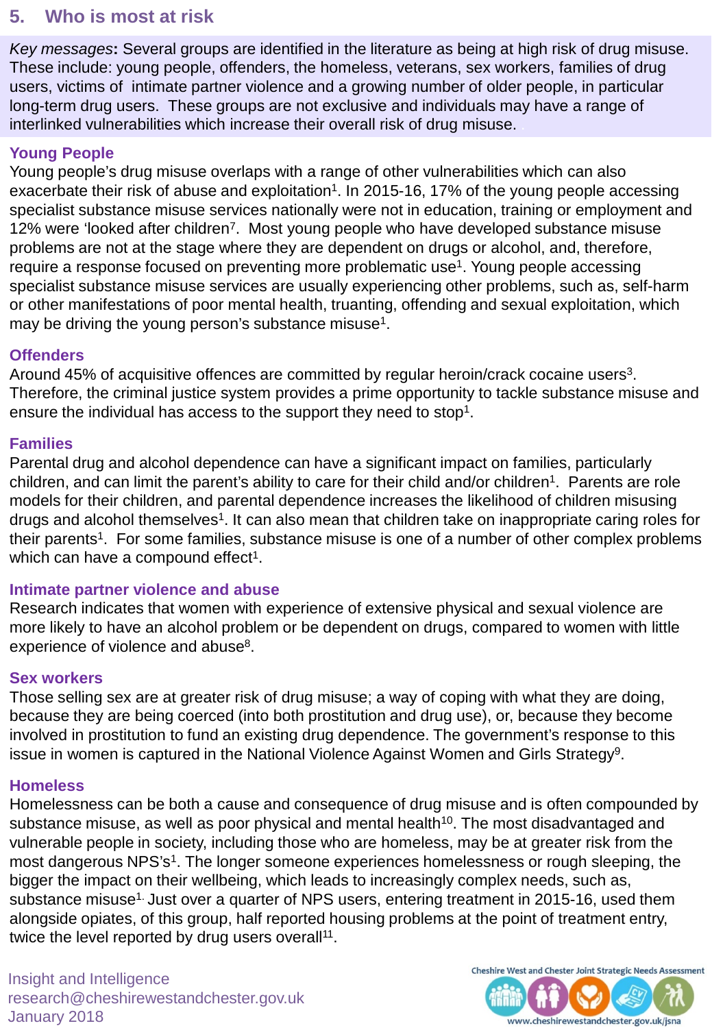## 5. Who is most at risk

*Key messages*: Several groups are identified in the literature as being at high risk of drug misuse. These include: young people, offenders, the homeless, veterans, sex workers, families of drug users, victims of intimate partner violence and a growing number of older people, in particular long-term drug users. These groups are not exclusive and individuals may have a range of interlinked vulnerabilities which increase their overall risk of drug misuse.

### Young People

Young people's drug misuse overlaps with a range of other vulnerabilities which can also exacerbate their risk of abuse and exploitation[1]. In 2015-16, 17% of the young people accessing specialist substance misuse services nationally were not in education, training or employment and 12% were 'looked after children[7]. Most young people who have developed substance misuse problems are not at the stage where they are dependent on drugs or alcohol, and, therefore, require a response focused on preventing more problematic use[1]. Young people accessing specialist substance misuse services are usually experiencing other problems, such as, self-harm or other manifestations of poor mental health, truanting, offending and sexual exploitation, which may be driving the young person's substance misuse[1].

### Offenders

Around 45% of acquisitive offences are committed by regular heroin/crack cocaine users[3]. Therefore, the criminal justice system provides a prime opportunity to tackle substance misuse and ensure the individual has access to the support they need to stop[1].

### Families

Parental drug and alcohol dependence can have a significant impact on families, particularly children, and can limit the parent's ability to care for their child and/or children[1]. Parents are role models for their children, and parental dependence increases the likelihood of children misusing drugs and alcohol themselves[1]. It can also mean that children take on inappropriate caring roles for their parents[1]. For some families, substance misuse is one of a number of other complex problems which can have a compound effect[1].

### Intimate partner violence and abuse

Research indicates that women with experience of extensive physical and sexual violence are more likely to have an alcohol problem or be dependent on drugs, compared to women with little experience of violence and abuse[8].

### Sex workers

Those selling sex are at greater risk of drug misuse; a way of coping with what they are doing, because they are being coerced (into both prostitution and drug use), or, because they become involved in prostitution to fund an existing drug dependence. The government's response to this issue in women is captured in the National Violence Against Women and Girls Strategy[9].

### Homeless

Homelessness can be both a cause and consequence of drug misuse and is often compounded by substance misuse, as well as poor physical and mental health[10]. The most disadvantaged and vulnerable people in society, including those who are homeless, may be at greater risk from the most dangerous NPS's[1]. The longer someone experiences homelessness or rough sleeping, the bigger the impact on their wellbeing, which leads to increasingly complex needs, such as, substance misuse[1]. Just over a quarter of NPS users, entering treatment in 2015-16, used them alongside opiates, of this group, half reported housing problems at the point of treatment entry, twice the level reported by drug users overall[11].

Insight and Intelligence
research@cheshirewestandchester.gov.uk
January 2018

Cheshire West and Chester Joint Strategic Needs Assessment
www.cheshirewestandchester.gov.uk/jsna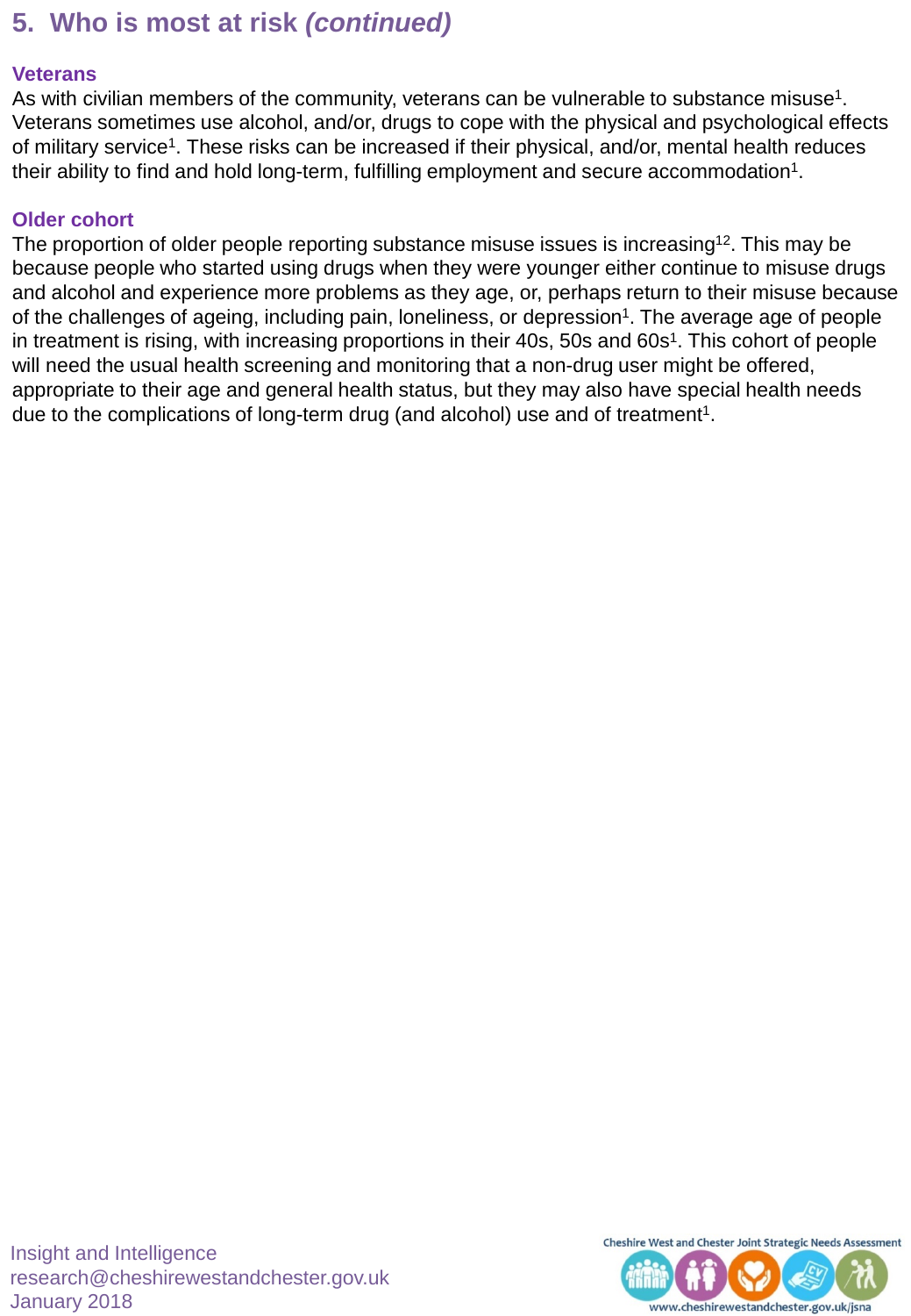## 5. Who is most at risk *(continued)*

### Veterans

As with civilian members of the community, veterans can be vulnerable to substance misuse[1]. Veterans sometimes use alcohol, and/or, drugs to cope with the physical and psychological effects of military service[1]. These risks can be increased if their physical, and/or, mental health reduces their ability to find and hold long-term, fulfilling employment and secure accommodation[1].

### Older cohort

The proportion of older people reporting substance misuse issues is increasing[12]. This may be because people who started using drugs when they were younger either continue to misuse drugs and alcohol and experience more problems as they age, or, perhaps return to their misuse because of the challenges of ageing, including pain, loneliness, or depression[1]. The average age of people in treatment is rising, with increasing proportions in their 40s, 50s and 60s[1]. This cohort of people will need the usual health screening and monitoring that a non-drug user might be offered, appropriate to their age and general health status, but they may also have special health needs due to the complications of long-term drug (and alcohol) use and of treatment[1].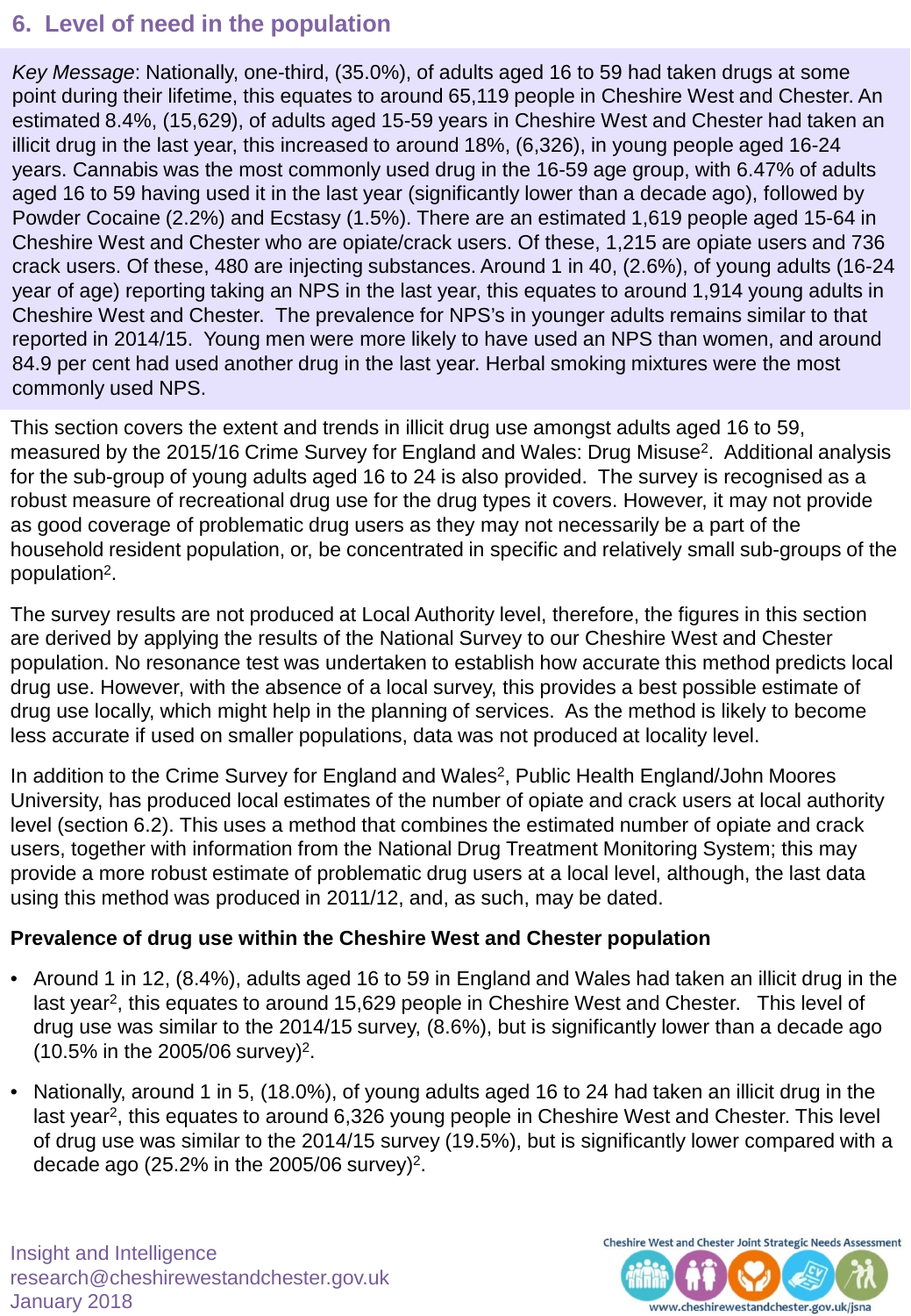## 6. Level of need in the population

*Key Message*: Nationally, one-third, (35.0%), of adults aged 16 to 59 had taken drugs at some point during their lifetime, this equates to around 65,119 people in Cheshire West and Chester. An estimated 8.4%, (15,629), of adults aged 15-59 years in Cheshire West and Chester had taken an illicit drug in the last year, this increased to around 18%, (6,326), in young people aged 16-24 years. Cannabis was the most commonly used drug in the 16-59 age group, with 6.47% of adults aged 16 to 59 having used it in the last year (significantly lower than a decade ago), followed by Powder Cocaine (2.2%) and Ecstasy (1.5%). There are an estimated 1,619 people aged 15-64 in Cheshire West and Chester who are opiate/crack users. Of these, 1,215 are opiate users and 736 crack users. Of these, 480 are injecting substances. Around 1 in 40, (2.6%), of young adults (16-24 year of age) reporting taking an NPS in the last year, this equates to around 1,914 young adults in Cheshire West and Chester. The prevalence for NPS's in younger adults remains similar to that reported in 2014/15. Young men were more likely to have used an NPS than women, and around 84.9 per cent had used another drug in the last year. Herbal smoking mixtures were the most commonly used NPS.

This section covers the extent and trends in illicit drug use amongst adults aged 16 to 59, measured by the 2015/16 Crime Survey for England and Wales: Drug Misuse[2]. Additional analysis for the sub-group of young adults aged 16 to 24 is also provided. The survey is recognised as a robust measure of recreational drug use for the drug types it covers. However, it may not provide as good coverage of problematic drug users as they may not necessarily be a part of the household resident population, or, be concentrated in specific and relatively small sub-groups of the population[2].

The survey results are not produced at Local Authority level, therefore, the figures in this section are derived by applying the results of the National Survey to our Cheshire West and Chester population. No resonance test was undertaken to establish how accurate this method predicts local drug use. However, with the absence of a local survey, this provides a best possible estimate of drug use locally, which might help in the planning of services. As the method is likely to become less accurate if used on smaller populations, data was not produced at locality level.

In addition to the Crime Survey for England and Wales[2], Public Health England/John Moores University, has produced local estimates of the number of opiate and crack users at local authority level (section 6.2). This uses a method that combines the estimated number of opiate and crack users, together with information from the National Drug Treatment Monitoring System; this may provide a more robust estimate of problematic drug users at a local level, although, the last data using this method was produced in 2011/12, and, as such, may be dated.

**Prevalence of drug use within the Cheshire West and Chester population**

- Around 1 in 12, (8.4%), adults aged 16 to 59 in England and Wales had taken an illicit drug in the last year[2], this equates to around 15,629 people in Cheshire West and Chester. This level of drug use was similar to the 2014/15 survey, (8.6%), but is significantly lower than a decade ago (10.5% in the 2005/06 survey)[2].
- Nationally, around 1 in 5, (18.0%), of young adults aged 16 to 24 had taken an illicit drug in the last year[2], this equates to around 6,326 young people in Cheshire West and Chester. This level of drug use was similar to the 2014/15 survey (19.5%), but is significantly lower compared with a decade ago (25.2% in the 2005/06 survey)[2].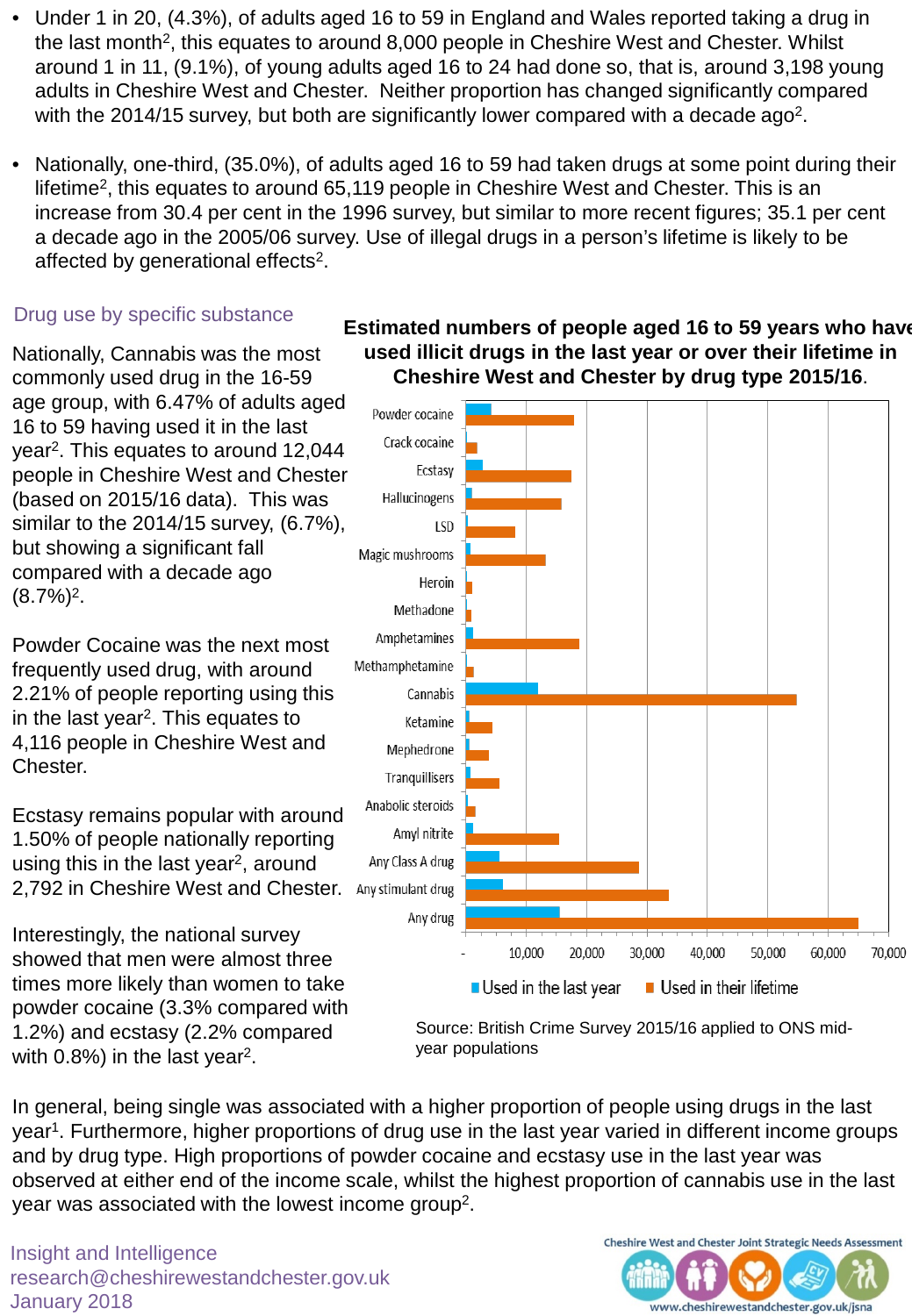- Under 1 in 20, (4.3%), of adults aged 16 to 59 in England and Wales reported taking a drug in the last month[2], this equates to around 8,000 people in Cheshire West and Chester. Whilst around 1 in 11, (9.1%), of young adults aged 16 to 24 had done so, that is, around 3,198 young adults in Cheshire West and Chester. Neither proportion has changed significantly compared with the 2014/15 survey, but both are significantly lower compared with a decade ago[2].

- Nationally, one-third, (35.0%), of adults aged 16 to 59 had taken drugs at some point during their lifetime[2], this equates to around 65,119 people in Cheshire West and Chester. This is an increase from 30.4 per cent in the 1996 survey, but similar to more recent figures; 35.1 per cent a decade ago in the 2005/06 survey. Use of illegal drugs in a person's lifetime is likely to be affected by generational effects[2].

## Drug use by specific substance

Nationally, Cannabis was the most commonly used drug in the 16-59 age group, with 6.47% of adults aged 16 to 59 having used it in the last year[2]. This equates to around 12,044 people in Cheshire West and Chester (based on 2015/16 data). This was similar to the 2014/15 survey, (6.7%), but showing a significant fall compared with a decade ago (8.7%)[2].

Powder Cocaine was the next most frequently used drug, with around 2.21% of people reporting using this in the last year[2]. This equates to 4,116 people in Cheshire West and Chester.

Ecstasy remains popular with around 1.50% of people nationally reporting using this in the last year[2], around 2,792 in Cheshire West and Chester.

Interestingly, the national survey showed that men were almost three times more likely than women to take powder cocaine (3.3% compared with 1.2%) and ecstasy (2.2% compared with 0.8%) in the last year[2].

**Estimated numbers of people aged 16 to 59 years who have used illicit drugs in the last year or over their lifetime in Cheshire West and Chester by drug type 2015/16**.

Powder cocaine
Crack cocaine
Ecstasy
Hallucinogens
LSD
Magic mushrooms
Heroin
Methadone
Amphetamines
Methamphetamine
Cannabis
Ketamine
Mephedrone
Tranquillisers
Anabolic steroids
Amyl nitrite
Any Class A drug
Any stimulant drug
Any drug

- 10,000 20,000 30,000 40,000 50,000 60,000 70,000

Used in the last year
Used in their lifetime

Source: British Crime Survey 2015/16 applied to ONS mid-year populations

In general, being single was associated with a higher proportion of people using drugs in the last year[1]. Furthermore, higher proportions of drug use in the last year varied in different income groups and by drug type. High proportions of powder cocaine and ecstasy use in the last year was observed at either end of the income scale, whilst the highest proportion of cannabis use in the last year was associated with the lowest income group[2].

Insight and Intelligence
research@cheshirewestandchester.gov.uk
January 2018

Cheshire West and Chester Joint Strategic Needs Assessment
www.cheshirewestandchester.gov.uk/jsna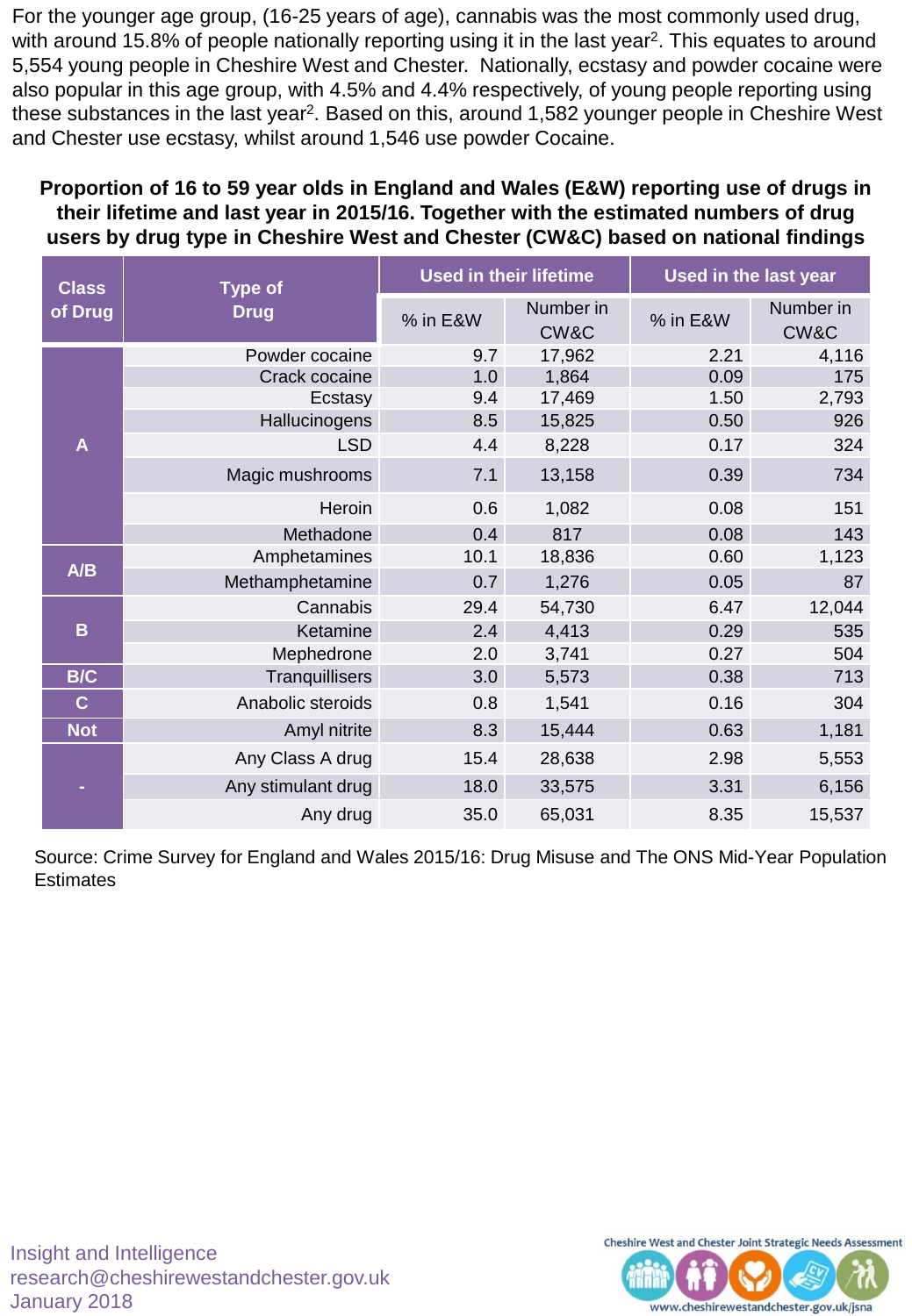For the younger age group, (16-25 years of age), cannabis was the most commonly used drug, with around 15.8% of people nationally reporting using it in the last year[2]. This equates to around 5,554 young people in Cheshire West and Chester. Nationally, ecstasy and powder cocaine were also popular in this age group, with 4.5% and 4.4% respectively, of young people reporting using these substances in the last year[2]. Based on this, around 1,582 younger people in Cheshire West and Chester use ecstasy, whilst around 1,546 use powder Cocaine.

**Proportion of 16 to 59 year olds in England and Wales (E&W) reporting use of drugs in their lifetime and last year in 2015/16. Together with the estimated numbers of drug users by drug type in Cheshire West and Chester (CW&C) based on national findings**

| Class of Drug | Type of Drug | Used in their lifetime | | Used in the last year | |
|---|---|---|---|---|---|
| | | % in E&W | Number in CW&C | % in E&W | Number in CW&C |
| A | Powder cocaine | 9.7 | 17,962 | 2.21 | 4,116 |
| A | Crack cocaine | 1.0 | 1,864 | 0.09 | 175 |
| A | Ecstasy | 9.4 | 17,469 | 1.50 | 2,793 |
| A | Hallucinogens | 8.5 | 15,825 | 0.50 | 926 |
| A | LSD | 4.4 | 8,228 | 0.17 | 324 |
| A | Magic mushrooms | 7.1 | 13,158 | 0.39 | 734 |
| A | Heroin | 0.6 | 1,082 | 0.08 | 151 |
| A | Methadone | 0.4 | 817 | 0.08 | 143 |
| A/B | Amphetamines | 10.1 | 18,836 | 0.60 | 1,123 |
| A/B | Methamphetamine | 0.7 | 1,276 | 0.05 | 87 |
| B | Cannabis | 29.4 | 54,730 | 6.47 | 12,044 |
| B | Ketamine | 2.4 | 4,413 | 0.29 | 535 |
| B | Mephedrone | 2.0 | 3,741 | 0.27 | 504 |
| B/C | Tranquillisers | 3.0 | 5,573 | 0.38 | 713 |
| C | Anabolic steroids | 0.8 | 1,541 | 0.16 | 304 |
| Not | Amyl nitrite | 8.3 | 15,444 | 0.63 | 1,181 |
| - | Any Class A drug | 15.4 | 28,638 | 2.98 | 5,553 |
| - | Any stimulant drug | 18.0 | 33,575 | 3.31 | 6,156 |
| - | Any drug | 35.0 | 65,031 | 8.35 | 15,537 |

Source: Crime Survey for England and Wales 2015/16: Drug Misuse and The ONS Mid-Year Population Estimates

Insight and Intelligence
research@cheshirewestandchester.gov.uk
January 2018

Cheshire West and Chester Joint Strategic Needs Assessment
www.cheshirewestandchester.gov.uk/jsna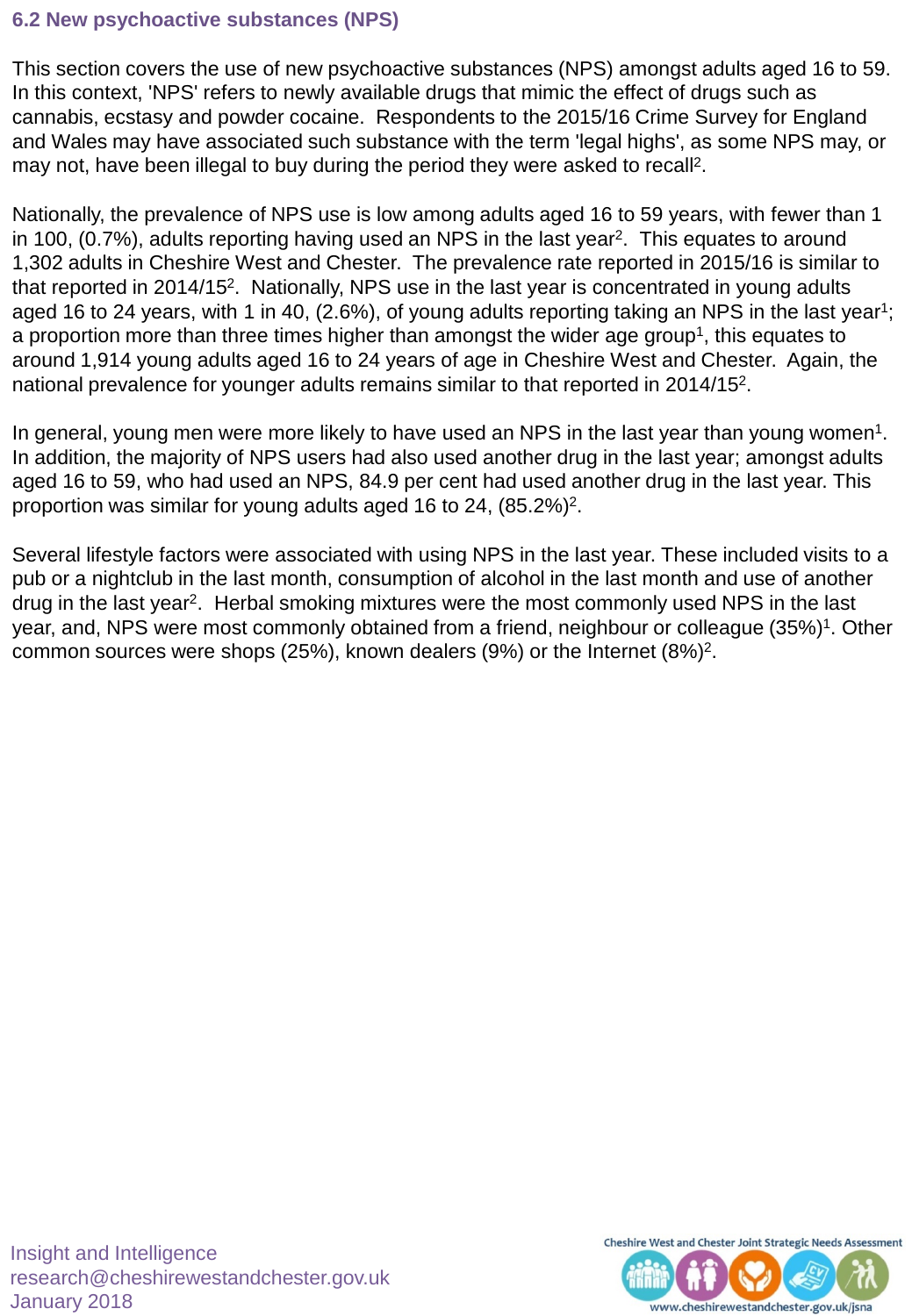## 6.2 New psychoactive substances (NPS)

This section covers the use of new psychoactive substances (NPS) amongst adults aged 16 to 59. In this context, 'NPS' refers to newly available drugs that mimic the effect of drugs such as cannabis, ecstasy and powder cocaine. Respondents to the 2015/16 Crime Survey for England and Wales may have associated such substance with the term 'legal highs', as some NPS may, or may not, have been illegal to buy during the period they were asked to recall[2].

Nationally, the prevalence of NPS use is low among adults aged 16 to 59 years, with fewer than 1 in 100, (0.7%), adults reporting having used an NPS in the last year[2]. This equates to around 1,302 adults in Cheshire West and Chester. The prevalence rate reported in 2015/16 is similar to that reported in 2014/15[2]. Nationally, NPS use in the last year is concentrated in young adults aged 16 to 24 years, with 1 in 40, (2.6%), of young adults reporting taking an NPS in the last year[1]; a proportion more than three times higher than amongst the wider age group[1], this equates to around 1,914 young adults aged 16 to 24 years of age in Cheshire West and Chester. Again, the national prevalence for younger adults remains similar to that reported in 2014/15[2].

In general, young men were more likely to have used an NPS in the last year than young women[1]. In addition, the majority of NPS users had also used another drug in the last year; amongst adults aged 16 to 59, who had used an NPS, 84.9 per cent had used another drug in the last year. This proportion was similar for young adults aged 16 to 24, (85.2%)[2].

Several lifestyle factors were associated with using NPS in the last year. These included visits to a pub or a nightclub in the last month, consumption of alcohol in the last month and use of another drug in the last year[2]. Herbal smoking mixtures were the most commonly used NPS in the last year, and, NPS were most commonly obtained from a friend, neighbour or colleague (35%)[1]. Other common sources were shops (25%), known dealers (9%) or the Internet (8%)[2].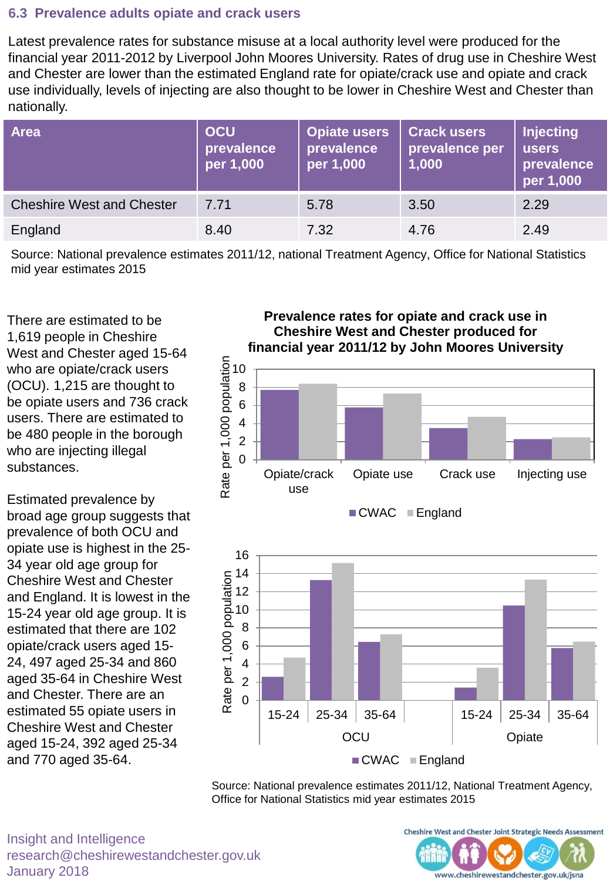### 6.3 Prevalence adults opiate and crack users

Latest prevalence rates for substance misuse at a local authority level were produced for the financial year 2011-2012 by Liverpool John Moores University. Rates of drug use in Cheshire West and Chester are lower than the estimated England rate for opiate/crack use and opiate and crack use individually, levels of injecting are also thought to be lower in Cheshire West and Chester than nationally.

| Area | OCU prevalence per 1,000 | Opiate users prevalence per 1,000 | Crack users prevalence per 1,000 | Injecting users prevalence per 1,000 |
|---|---|---|---|---|
| Cheshire West and Chester | 7.71 | 5.78 | 3.50 | 2.29 |
| England | 8.40 | 7.32 | 4.76 | 2.49 |

Source: National prevalence estimates 2011/12, national Treatment Agency, Office for National Statistics mid year estimates 2015

There are estimated to be 1,619 people in Cheshire West and Chester aged 15-64 who are opiate/crack users (OCU). 1,215 are thought to be opiate users and 736 crack users. There are estimated to be 480 people in the borough who are injecting illegal substances.

Estimated prevalence by broad age group suggests that prevalence of both OCU and opiate use is highest in the 25-34 year old age group for Cheshire West and Chester and England. It is lowest in the 15-24 year old age group. It is estimated that there are 102 opiate/crack users aged 15-24, 497 aged 25-34 and 860 aged 35-64 in Cheshire West and Chester. There are an estimated 55 opiate users in Cheshire West and Chester aged 15-24, 392 aged 25-34 and 770 aged 35-64.

**Prevalence rates for opiate and crack use in Cheshire West and Chester produced for financial year 2011/12 by John Moores University**

Rate per 1,000 population
0
2
4
6
8
10
Opiate/crack use
Opiate use
Crack use
Injecting use
CWAC
England

Rate per 1,000 population
0
2
4
6
8
10
12
14
16
15-24
25-34
35-64
OCU
15-24
25-34
35-64
Opiate
CWAC
England

Source: National prevalence estimates 2011/12, National Treatment Agency, Office for National Statistics mid year estimates 2015

Insight and Intelligence
research@cheshirewestandchester.gov.uk
January 2018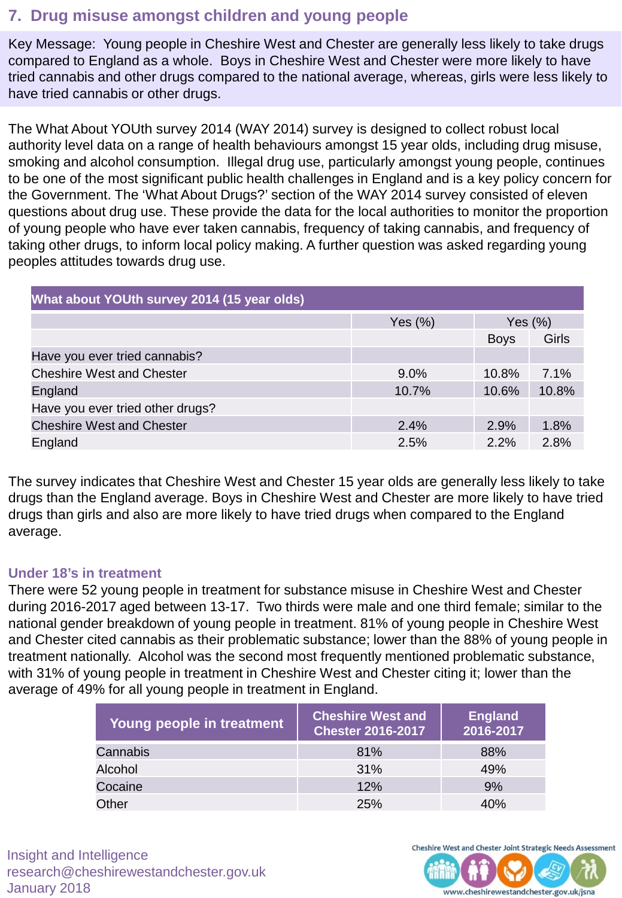## 7. Drug misuse amongst children and young people

Key Message: Young people in Cheshire West and Chester are generally less likely to take drugs compared to England as a whole. Boys in Cheshire West and Chester were more likely to have tried cannabis and other drugs compared to the national average, whereas, girls were less likely to have tried cannabis or other drugs.

The What About YOUth survey 2014 (WAY 2014) survey is designed to collect robust local authority level data on a range of health behaviours amongst 15 year olds, including drug misuse, smoking and alcohol consumption. Illegal drug use, particularly amongst young people, continues to be one of the most significant public health challenges in England and is a key policy concern for the Government. The 'What About Drugs?' section of the WAY 2014 survey consisted of eleven questions about drug use. These provide the data for the local authorities to monitor the proportion of young people who have ever taken cannabis, frequency of taking cannabis, and frequency of taking other drugs, to inform local policy making. A further question was asked regarding young peoples attitudes towards drug use.

| What about YOUth survey 2014 (15 year olds) | | | |
|---|---|---|---|
| | Yes (%) | Yes (%) | |
| | | Boys | Girls |
| Have you ever tried cannabis? | | | |
| Cheshire West and Chester | 9.0% | 10.8% | 7.1% |
| England | 10.7% | 10.6% | 10.8% |
| Have you ever tried other drugs? | | | |
| Cheshire West and Chester | 2.4% | 2.9% | 1.8% |
| England | 2.5% | 2.2% | 2.8% |

The survey indicates that Cheshire West and Chester 15 year olds are generally less likely to take drugs than the England average. Boys in Cheshire West and Chester are more likely to have tried drugs than girls and also are more likely to have tried drugs when compared to the England average.

### Under 18's in treatment

There were 52 young people in treatment for substance misuse in Cheshire West and Chester during 2016-2017 aged between 13-17. Two thirds were male and one third female; similar to the national gender breakdown of young people in treatment. 81% of young people in Cheshire West and Chester cited cannabis as their problematic substance; lower than the 88% of young people in treatment nationally. Alcohol was the second most frequently mentioned problematic substance, with 31% of young people in treatment in Cheshire West and Chester citing it; lower than the average of 49% for all young people in treatment in England.

| Young people in treatment | Cheshire West and Chester 2016-2017 | England 2016-2017 |
|---|---|---|
| Cannabis | 81% | 88% |
| Alcohol | 31% | 49% |
| Cocaine | 12% | 9% |
| Other | 25% | 40% |

Insight and Intelligence
research@cheshirewestandchester.gov.uk
January 2018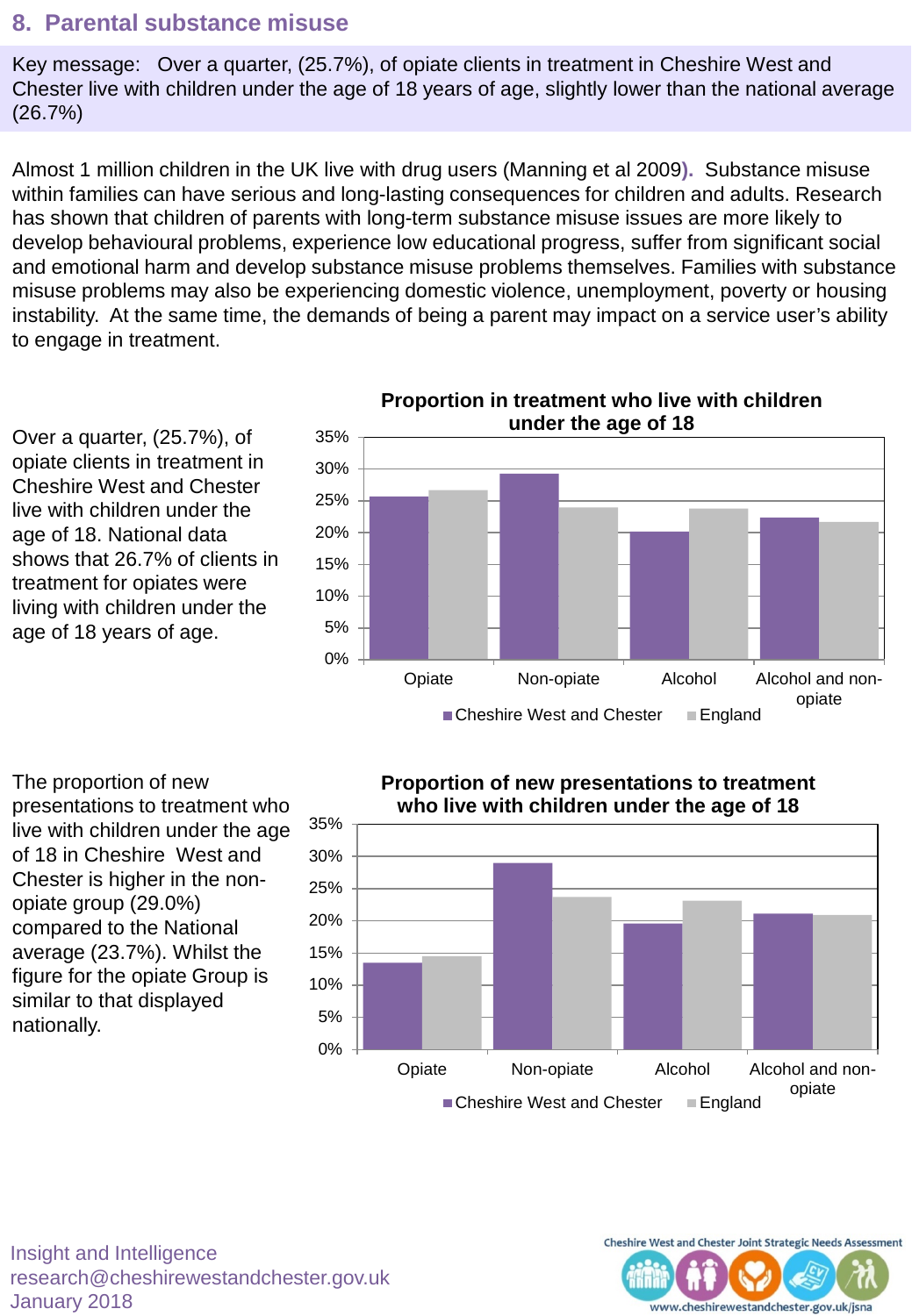## 8. Parental substance misuse

Key message: Over a quarter, (25.7%), of opiate clients in treatment in Cheshire West and Chester live with children under the age of 18 years of age, slightly lower than the national average (26.7%)

Almost 1 million children in the UK live with drug users (Manning et al 2009). Substance misuse within families can have serious and long-lasting consequences for children and adults. Research has shown that children of parents with long-term substance misuse issues are more likely to develop behavioural problems, experience low educational progress, suffer from significant social and emotional harm and develop substance misuse problems themselves. Families with substance misuse problems may also be experiencing domestic violence, unemployment, poverty or housing instability. At the same time, the demands of being a parent may impact on a service user's ability to engage in treatment.

Over a quarter, (25.7%), of opiate clients in treatment in Cheshire West and Chester live with children under the age of 18. National data shows that 26.7% of clients in treatment for opiates were living with children under the age of 18 years of age.

**Proportion in treatment who live with children under the age of 18**

35%
30%
25%
20%
15%
10%
5%
0%

Opiate
Non-opiate
Alcohol
Alcohol and non-opiate

Cheshire West and Chester
England

The proportion of new presentations to treatment who live with children under the age of 18 in Cheshire West and Chester is higher in the non-opiate group (29.0%) compared to the National average (23.7%). Whilst the figure for the opiate Group is similar to that displayed nationally.

**Proportion of new presentations to treatment who live with children under the age of 18**

35%
30%
25%
20%
15%
10%
5%
0%

Opiate
Non-opiate
Alcohol
Alcohol and non-opiate

Cheshire West and Chester
England

Insight and Intelligence
research@cheshirewestandchester.gov.uk
January 2018

Cheshire West and Chester Joint Strategic Needs Assessment
www.cheshirewestandchester.gov.uk/jsna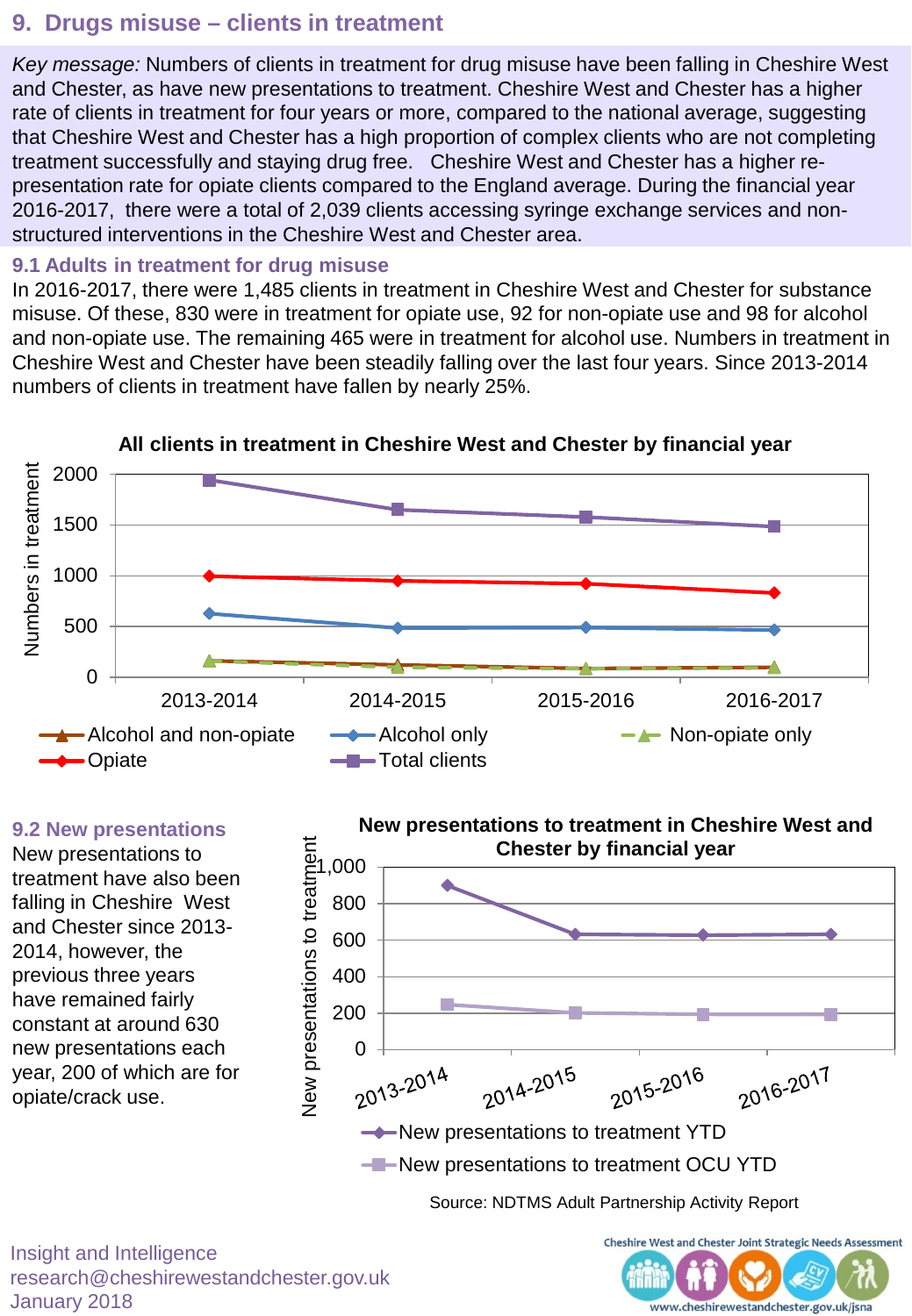## 9. Drugs misuse – clients in treatment

*Key message:* Numbers of clients in treatment for drug misuse have been falling in Cheshire West and Chester, as have new presentations to treatment. Cheshire West and Chester has a higher rate of clients in treatment for four years or more, compared to the national average, suggesting that Cheshire West and Chester has a high proportion of complex clients who are not completing treatment successfully and staying drug free. Cheshire West and Chester has a higher re-presentation rate for opiate clients compared to the England average. During the financial year 2016-2017, there were a total of 2,039 clients accessing syringe exchange services and non-structured interventions in the Cheshire West and Chester area.

### 9.1 Adults in treatment for drug misuse

In 2016-2017, there were 1,485 clients in treatment in Cheshire West and Chester for substance misuse. Of these, 830 were in treatment for opiate use, 92 for non-opiate use and 98 for alcohol and non-opiate use. The remaining 465 were in treatment for alcohol use. Numbers in treatment in Cheshire West and Chester have been steadily falling over the last four years. Since 2013-2014 numbers of clients in treatment have fallen by nearly 25%.

**All clients in treatment in Cheshire West and Chester by financial year**

Numbers in treatment

0
500
1000
1500
2000

2013-2014
2014-2015
2015-2016
2016-2017

Alcohol and non-opiate
Alcohol only
Non-opiate only
Opiate
Total clients

### 9.2 New presentations

New presentations to treatment have also been falling in Cheshire West and Chester since 2013-2014, however, the previous three years have remained fairly constant at around 630 new presentations each year, 200 of which are for opiate/crack use.

**New presentations to treatment in Cheshire West and Chester by financial year**

New presentations to treatment

0
200
400
600
800
1,000

2013-2014
2014-2015
2015-2016
2016-2017

New presentations to treatment YTD
New presentations to treatment OCU YTD

Source: NDTMS Adult Partnership Activity Report

Insight and Intelligence
research@cheshirewestandchester.gov.uk
January 2018

Cheshire West and Chester Joint Strategic Needs Assessment
www.cheshirewestandchester.gov.uk/jsna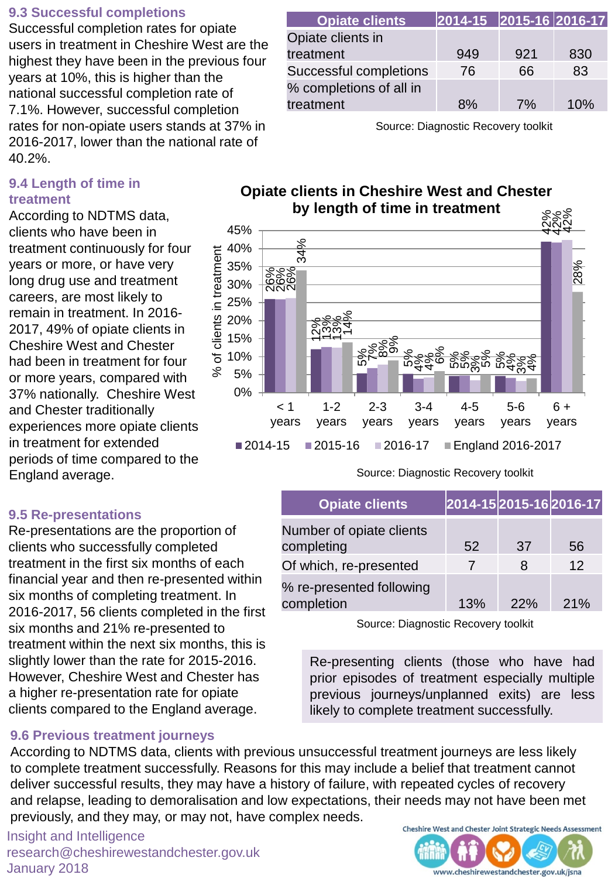## 9.3 Successful completions

Successful completion rates for opiate users in treatment in Cheshire West are the highest they have been in the previous four years at 10%, this is higher than the national successful completion rate of 7.1%. However, successful completion rates for non-opiate users stands at 37% in 2016-2017, lower than the national rate of 40.2%.

| Opiate clients | 2014-15 | 2015-16 | 2016-17 |
|---|---|---|---|
| Opiate clients in treatment | 949 | 921 | 830 |
| Successful completions | 76 | 66 | 83 |
| % completions of all in treatment | 8% | 7% | 10% |

Source: Diagnostic Recovery toolkit

## 9.4 Length of time in treatment

According to NDTMS data, clients who have been in treatment continuously for four years or more, or have very long drug use and treatment careers, are most likely to remain in treatment. In 2016-2017, 49% of opiate clients in Cheshire West and Chester had been in treatment for four or more years, compared with 37% nationally. Cheshire West and Chester traditionally experiences more opiate clients in treatment for extended periods of time compared to the England average.

Opiate clients in Cheshire West and Chester by length of time in treatment

% of clients in treatment

45%
40%
35%
30%
25%
20%
15%
10%
5%
0%

< 1 years: 26%, 26%, 26%, 34%
1-2 years: 12%, 13%, 13%, 14%
2-3 years: 5%, 7%, 8%, 9%
3-4 years: 5%, 4%, 4%, 6%
4-5 years: 5%, 5%, 3%, 5%
5-6 years: 5%, 4%, 3%, 4%
6 + years: 42%, 42%, 42%, 28%

2014-15 | 2015-16 | 2016-17 | England 2016-2017

Source: Diagnostic Recovery toolkit

## 9.5 Re-presentations

Re-presentations are the proportion of clients who successfully completed treatment in the first six months of each financial year and then re-presented within six months of completing treatment. In 2016-2017, 56 clients completed in the first six months and 21% re-presented to treatment within the next six months, this is slightly lower than the rate for 2015-2016. However, Cheshire West and Chester has a higher re-presentation rate for opiate clients compared to the England average.

| Opiate clients | 2014-15 | 2015-16 | 2016-17 |
|---|---|---|---|
| Number of opiate clients completing | 52 | 37 | 56 |
| Of which, re-presented | 7 | 8 | 12 |
| % re-presented following completion | 13% | 22% | 21% |

Source: Diagnostic Recovery toolkit

Re-presenting clients (those who have had prior episodes of treatment especially multiple previous journeys/unplanned exits) are less likely to complete treatment successfully.

## 9.6 Previous treatment journeys

According to NDTMS data, clients with previous unsuccessful treatment journeys are less likely to complete treatment successfully. Reasons for this may include a belief that treatment cannot deliver successful results, they may have a history of failure, with repeated cycles of recovery and relapse, leading to demoralisation and low expectations, their needs may not have been met previously, and they may, or may not, have complex needs.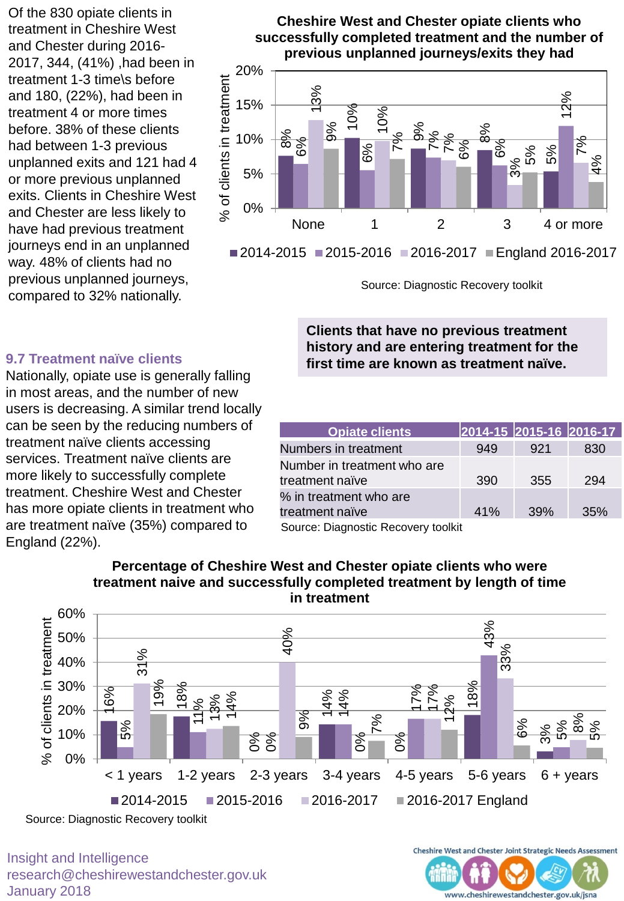Of the 830 opiate clients in treatment in Cheshire West and Chester during 2016-2017, 344, (41%) ,had been in treatment 1-3 time\s before and 180, (22%), had been in treatment 4 or more times before. 38% of these clients had between 1-3 previous unplanned exits and 121 had 4 or more previous unplanned exits. Clients in Cheshire West and Chester are less likely to have had previous treatment journeys end in an unplanned way. 48% of clients had no previous unplanned journeys, compared to 32% nationally.

**Cheshire West and Chester opiate clients who successfully completed treatment and the number of previous unplanned journeys/exits they had**

% of clients in treatment

20%
15%
10%
5%
0%

None: 8%, 6%, 13%, 9%
1: 10%, 6%, 10%, 7%
2: 9%, 7%, 7%, 6%
3: 8%, 6%, 3%, 5%
4 or more: 5%, 12%, 7%, 4%

2014-2015, 2015-2016, 2016-2017, England 2016-2017

Source: Diagnostic Recovery toolkit

## 9.7 Treatment naïve clients

Nationally, opiate use is generally falling in most areas, and the number of new users is decreasing. A similar trend locally can be seen by the reducing numbers of treatment naïve clients accessing services. Treatment naïve clients are more likely to successfully complete treatment. Cheshire West and Chester has more opiate clients in treatment who are treatment naïve (35%) compared to England (22%).

**Clients that have no previous treatment history and are entering treatment for the first time are known as treatment naïve.**

| Opiate clients | 2014-15 | 2015-16 | 2016-17 |
|---|---|---|---|
| Numbers in treatment | 949 | 921 | 830 |
| Number in treatment who are treatment naïve | 390 | 355 | 294 |
| % in treatment who are treatment naïve | 41% | 39% | 35% |

Source: Diagnostic Recovery toolkit

**Percentage of Cheshire West and Chester opiate clients who were treatment naive and successfully completed treatment by length of time in treatment**

% of clients in treatment

60%
50%
40%
30%
20%
10%
0%

< 1 years: 16%, 5%, 31%, 19%
1-2 years: 18%, 11%, 13%, 14%
2-3 years: 0%, 0%, 40%, 9%
3-4 years: 14%, 14%, 0%, 7%
4-5 years: 0%, 17%, 17%, 12%
5-6 years: 18%, 43%, 33%, 6%
6 + years: 3%, 5%, 8%, 5%

2014-2015, 2015-2016, 2016-2017, 2016-2017 England

Source: Diagnostic Recovery toolkit

Insight and Intelligence
research@cheshirewestandchester.gov.uk
January 2018

Cheshire West and Chester Joint Strategic Needs Assessment
www.cheshirewestandchester.gov.uk/jsna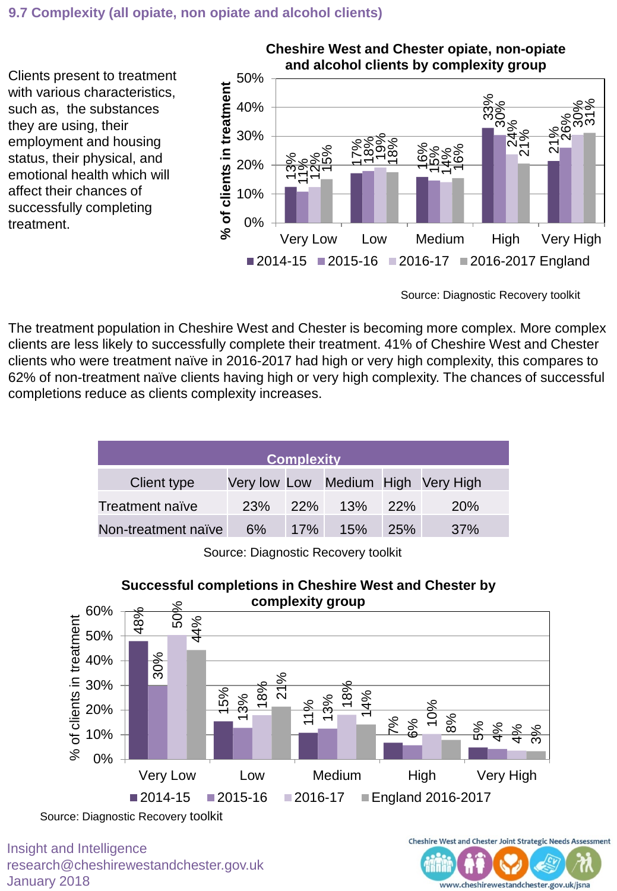## 9.7 Complexity (all opiate, non opiate and alcohol clients)

Clients present to treatment with various characteristics, such as, the substances they are using, their employment and housing status, their physical, and emotional health which will affect their chances of successfully completing treatment.

**Cheshire West and Chester opiate, non-opiate and alcohol clients by complexity group**

% of clients in treatment

50%
40%
30%
20%
10%
0%

Very Low: 13% 11% 12% 15%
Low: 17% 18% 19% 18%
Medium: 16% 15% 14% 16%
High: 33% 30% 24% 21%
Very High: 21% 26% 30% 31%

2014-15 | 2015-16 | 2016-17 | 2016-2017 England

Source: Diagnostic Recovery toolkit

The treatment population in Cheshire West and Chester is becoming more complex. More complex clients are less likely to successfully complete their treatment. 41% of Cheshire West and Chester clients who were treatment naïve in 2016-2017 had high or very high complexity, this compares to 62% of non-treatment naïve clients having high or very high complexity. The chances of successful completions reduce as clients complexity increases.

| Complexity | | | | | |
|---|---|---|---|---|---|
| Client type | Very low | Low | Medium | High | Very High |
| Treatment naïve | 23% | 22% | 13% | 22% | 20% |
| Non-treatment naïve | 6% | 17% | 15% | 25% | 37% |

Source: Diagnostic Recovery toolkit

**Successful completions in Cheshire West and Chester by complexity group**

% of clients in treatment

60%
50%
40%
30%
20%
10%
0%

Very Low: 48% 30% 50% 44%
Low: 15% 13% 18% 21%
Medium: 11% 13% 18% 14%
High: 7% 6% 10% 8%
Very High: 5% 4% 4% 3%

2014-15 | 2015-16 | 2016-17 | England 2016-2017

Source: Diagnostic Recovery toolkit

Insight and Intelligence
research@cheshirewestandchester.gov.uk
January 2018

Cheshire West and Chester Joint Strategic Needs Assessment
www.cheshirewestandchester.gov.uk/jsna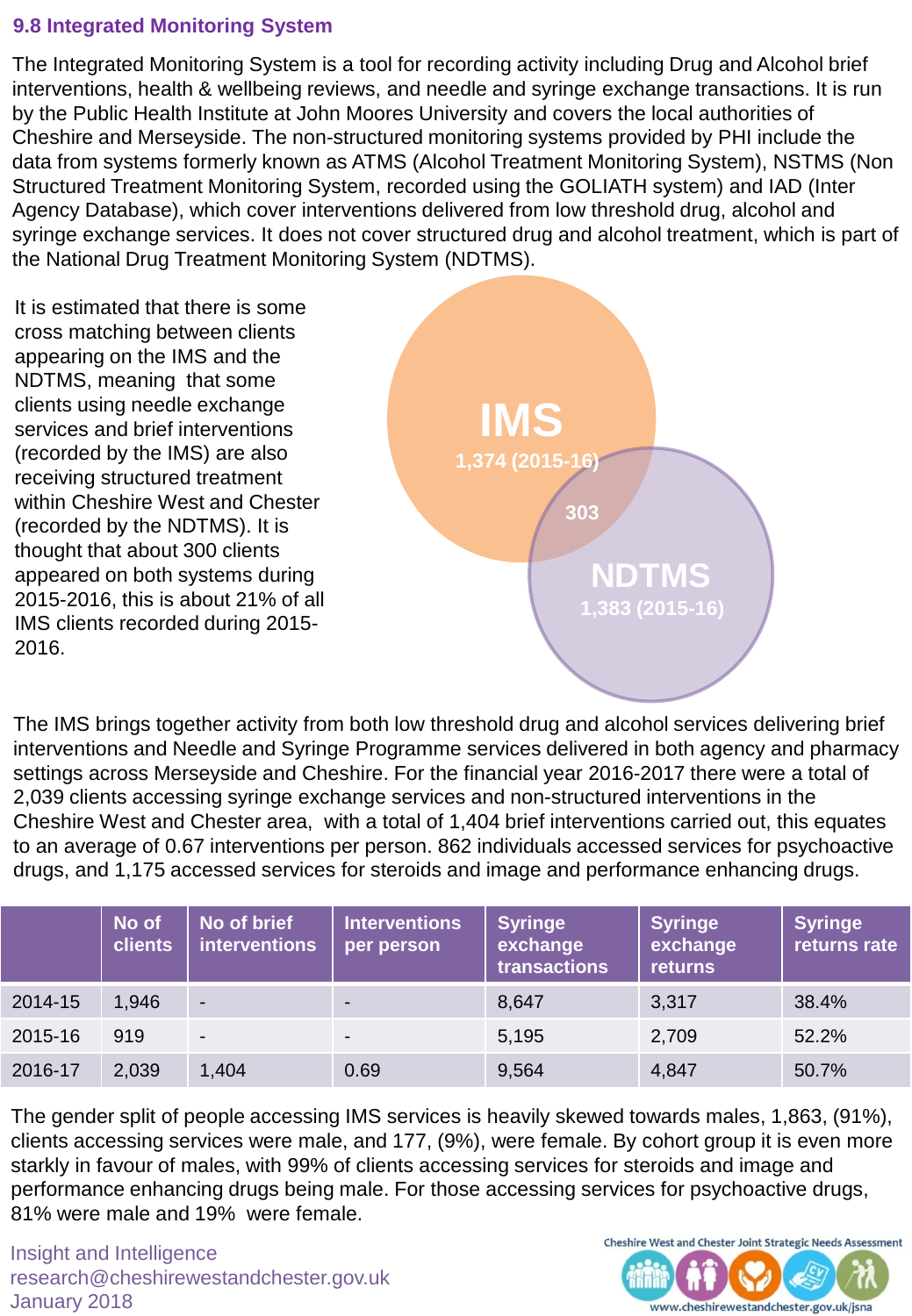## 9.8 Integrated Monitoring System

The Integrated Monitoring System is a tool for recording activity including Drug and Alcohol brief interventions, health & wellbeing reviews, and needle and syringe exchange transactions. It is run by the Public Health Institute at John Moores University and covers the local authorities of Cheshire and Merseyside. The non-structured monitoring systems provided by PHI include the data from systems formerly known as ATMS (Alcohol Treatment Monitoring System), NSTMS (Non Structured Treatment Monitoring System, recorded using the GOLIATH system) and IAD (Inter Agency Database), which cover interventions delivered from low threshold drug, alcohol and syringe exchange services. It does not cover structured drug and alcohol treatment, which is part of the National Drug Treatment Monitoring System (NDTMS).

It is estimated that there is some cross matching between clients appearing on the IMS and the NDTMS, meaning that some clients using needle exchange services and brief interventions (recorded by the IMS) are also receiving structured treatment within Cheshire West and Chester (recorded by the NDTMS). It is thought that about 300 clients appeared on both systems during 2015-2016, this is about 21% of all IMS clients recorded during 2015-2016.

IMS
1,374 (2015-16)
303
NDTMS
1,383 (2015-16)

The IMS brings together activity from both low threshold drug and alcohol services delivering brief interventions and Needle and Syringe Programme services delivered in both agency and pharmacy settings across Merseyside and Cheshire. For the financial year 2016-2017 there were a total of 2,039 clients accessing syringe exchange services and non-structured interventions in the Cheshire West and Chester area, with a total of 1,404 brief interventions carried out, this equates to an average of 0.67 interventions per person. 862 individuals accessed services for psychoactive drugs, and 1,175 accessed services for steroids and image and performance enhancing drugs.

| | No of clients | No of brief interventions | Interventions per person | Syringe exchange transactions | Syringe exchange returns | Syringe returns rate |
|---|---|---|---|---|---|---|
| 2014-15 | 1,946 | - | - | 8,647 | 3,317 | 38.4% |
| 2015-16 | 919 | - | - | 5,195 | 2,709 | 52.2% |
| 2016-17 | 2,039 | 1,404 | 0.69 | 9,564 | 4,847 | 50.7% |

The gender split of people accessing IMS services is heavily skewed towards males, 1,863, (91%), clients accessing services were male, and 177, (9%), were female. By cohort group it is even more starkly in favour of males, with 99% of clients accessing services for steroids and image and performance enhancing drugs being male. For those accessing services for psychoactive drugs, 81% were male and 19% were female.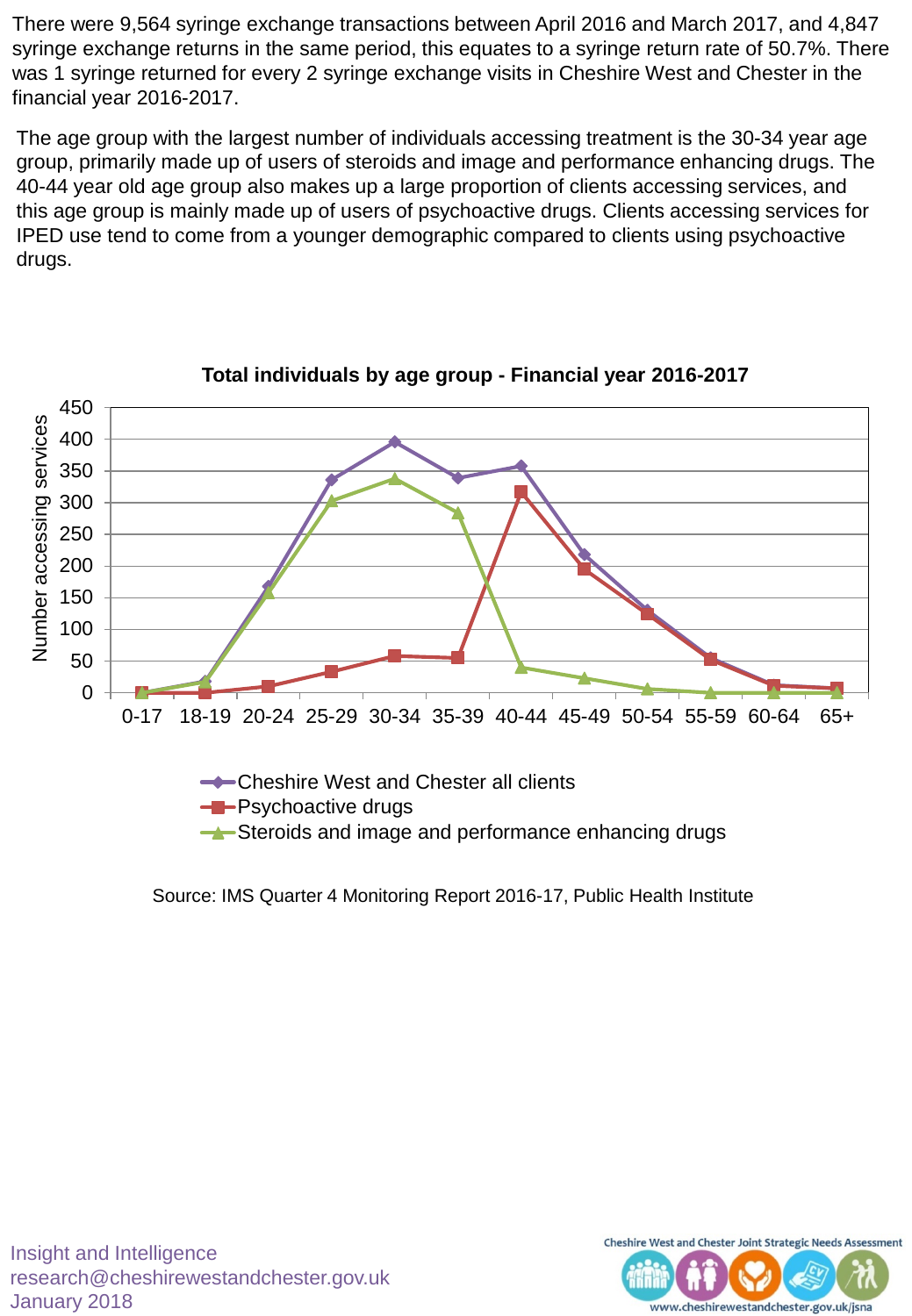There were 9,564 syringe exchange transactions between April 2016 and March 2017, and 4,847 syringe exchange returns in the same period, this equates to a syringe return rate of 50.7%. There was 1 syringe returned for every 2 syringe exchange visits in Cheshire West and Chester in the financial year 2016-2017.

The age group with the largest number of individuals accessing treatment is the 30-34 year age group, primarily made up of users of steroids and image and performance enhancing drugs. The 40-44 year old age group also makes up a large proportion of clients accessing services, and this age group is mainly made up of users of psychoactive drugs. Clients accessing services for IPED use tend to come from a younger demographic compared to clients using psychoactive drugs.

**Total individuals by age group - Financial year 2016-2017**

Number accessing services

450
400
350
300
250
200
150
100
50
0

0-17 18-19 20-24 25-29 30-34 35-39 40-44 45-49 50-54 55-59 60-64 65+

Cheshire West and Chester all clients
Psychoactive drugs
Steroids and image and performance enhancing drugs

Source: IMS Quarter 4 Monitoring Report 2016-17, Public Health Institute

Insight and Intelligence
research@cheshirewestandchester.gov.uk
January 2018

Cheshire West and Chester Joint Strategic Needs Assessment
www.cheshirewestandchester.gov.uk/jsna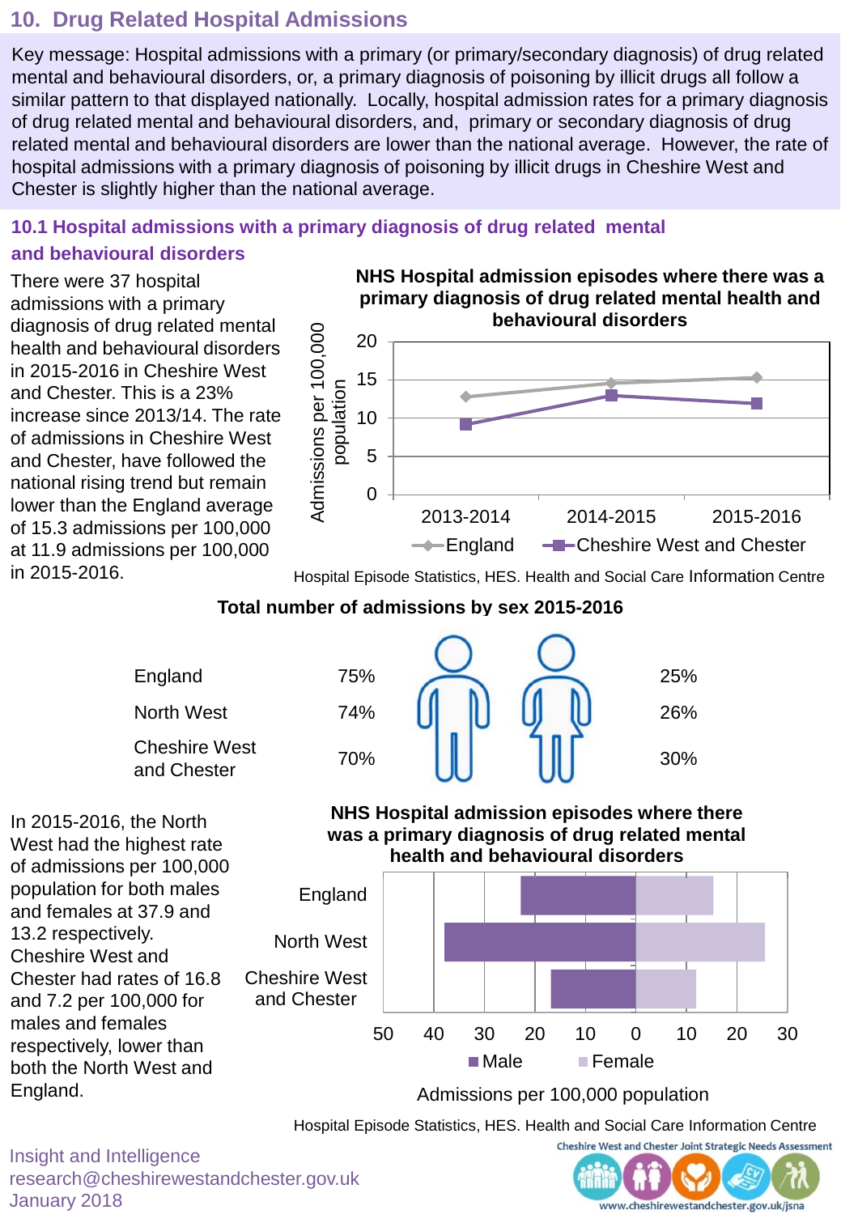## 10. Drug Related Hospital Admissions

Key message: Hospital admissions with a primary (or primary/secondary diagnosis) of drug related mental and behavioural disorders, or, a primary diagnosis of poisoning by illicit drugs all follow a similar pattern to that displayed nationally. Locally, hospital admission rates for a primary diagnosis of drug related mental and behavioural disorders, and, primary or secondary diagnosis of drug related mental and behavioural disorders are lower than the national average. However, the rate of hospital admissions with a primary diagnosis of poisoning by illicit drugs in Cheshire West and Chester is slightly higher than the national average.

### 10.1 Hospital admissions with a primary diagnosis of drug related mental and behavioural disorders

There were 37 hospital admissions with a primary diagnosis of drug related mental health and behavioural disorders in 2015-2016 in Cheshire West and Chester. This is a 23% increase since 2013/14. The rate of admissions in Cheshire West and Chester, have followed the national rising trend but remain lower than the England average of 15.3 admissions per 100,000 at 11.9 admissions per 100,000 in 2015-2016.

**NHS Hospital admission episodes where there was a primary diagnosis of drug related mental health and behavioural disorders**

Admissions per 100,000 population

20
15
10
5
0

2013-2014
2014-2015
2015-2016

England
Cheshire West and Chester

Hospital Episode Statistics, HES. Health and Social Care Information Centre

**Total number of admissions by sex 2015-2016**

England 75% 25%

North West 74% 26%

Cheshire West and Chester 70% 30%

In 2015-2016, the North West had the highest rate of admissions per 100,000 population for both males and females at 37.9 and 13.2 respectively. Cheshire West and Chester had rates of 16.8 and 7.2 per 100,000 for males and females respectively, lower than both the North West and England.

**NHS Hospital admission episodes where there was a primary diagnosis of drug related mental health and behavioural disorders**

England
North West
Cheshire West and Chester

50
40
30
20
10
0
10
20
30

Male
Female

Admissions per 100,000 population

Hospital Episode Statistics, HES. Health and Social Care Information Centre

Insight and Intelligence
research@cheshirewestandchester.gov.uk
January 2018

Cheshire West and Chester Joint Strategic Needs Assessment
www.cheshirewestandchester.gov.uk/jsna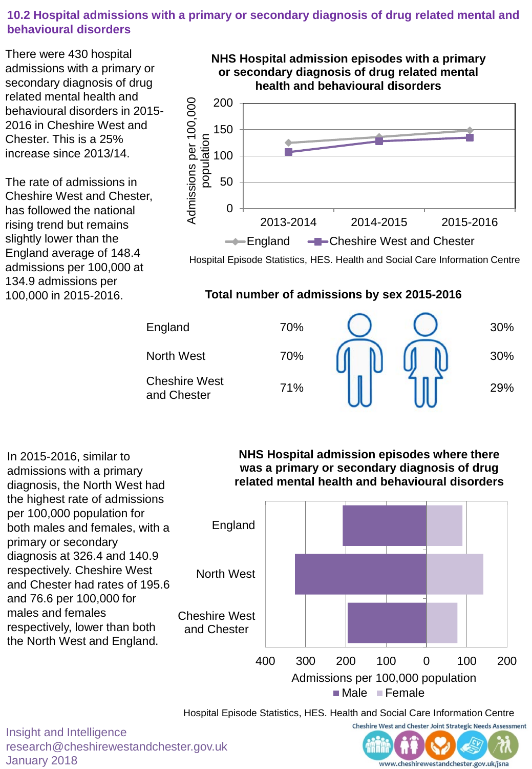## 10.2 Hospital admissions with a primary or secondary diagnosis of drug related mental and behavioural disorders

There were 430 hospital admissions with a primary or secondary diagnosis of drug related mental health and behavioural disorders in 2015-2016 in Cheshire West and Chester. This is a 25% increase since 2013/14.

The rate of admissions in Cheshire West and Chester, has followed the national rising trend but remains slightly lower than the England average of 148.4 admissions per 100,000 at 134.9 admissions per 100,000 in 2015-2016.

**NHS Hospital admission episodes with a primary or secondary diagnosis of drug related mental health and behavioural disorders**

Admissions per 100,000 population

200
150
100
50
0

2013-2014
2014-2015
2015-2016

England
Cheshire West and Chester

Hospital Episode Statistics, HES. Health and Social Care Information Centre

**Total number of admissions by sex 2015-2016**

England 70% 30%

North West 70% 30%

Cheshire West and Chester 71% 29%

In 2015-2016, similar to admissions with a primary diagnosis, the North West had the highest rate of admissions per 100,000 population for both males and females, with a primary or secondary diagnosis at 326.4 and 140.9 respectively. Cheshire West and Chester had rates of 195.6 and 76.6 per 100,000 for males and females respectively, lower than both the North West and England.

**NHS Hospital admission episodes where there was a primary or secondary diagnosis of drug related mental health and behavioural disorders**

England
North West
Cheshire West and Chester

400 300 200 100 0 100 200

Admissions per 100,000 population

Male
Female

Hospital Episode Statistics, HES. Health and Social Care Information Centre

Insight and Intelligence
research@cheshirewestandchester.gov.uk
January 2018

Cheshire West and Chester Joint Strategic Needs Assessment
www.cheshirewestandchester.gov.uk/jsna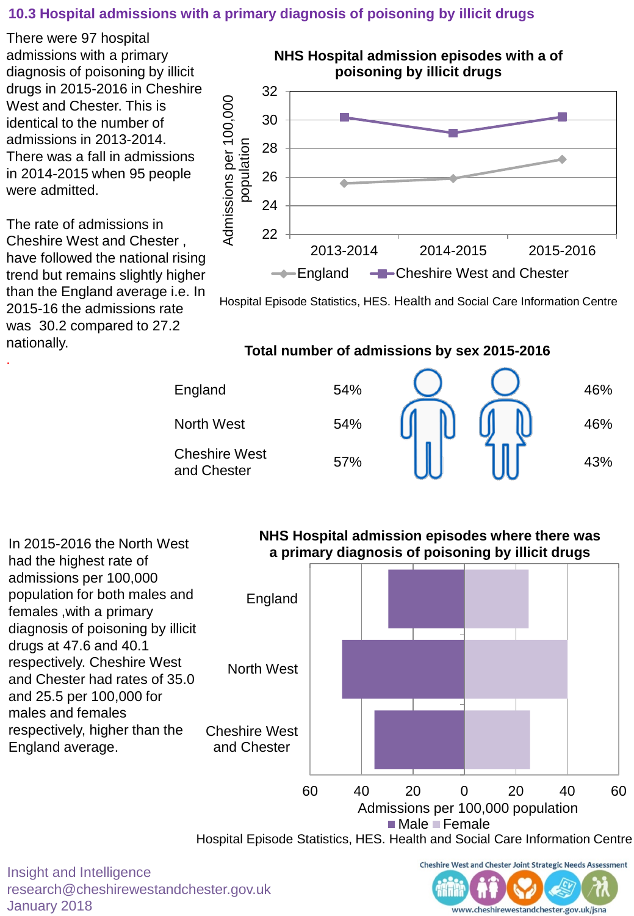## 10.3 Hospital admissions with a primary diagnosis of poisoning by illicit drugs

There were 97 hospital admissions with a primary diagnosis of poisoning by illicit drugs in 2015-2016 in Cheshire West and Chester. This is identical to the number of admissions in 2013-2014. There was a fall in admissions in 2014-2015 when 95 people were admitted.

The rate of admissions in Cheshire West and Chester , have followed the national rising trend but remains slightly higher than the England average i.e. In 2015-16 the admissions rate was 30.2 compared to 27.2 nationally.

**NHS Hospital admission episodes with a of poisoning by illicit drugs**

Admissions per 100,000 population

32
30
28
26
24
22

2013-2014
2014-2015
2015-2016

England
Cheshire West and Chester

Hospital Episode Statistics, HES. Health and Social Care Information Centre

**Total number of admissions by sex 2015-2016**

| | | |
|---|---|---|
| England | 54% | 46% |
| North West | 54% | 46% |
| Cheshire West and Chester | 57% | 43% |

In 2015-2016 the North West had the highest rate of admissions per 100,000 population for both males and females ,with a primary diagnosis of poisoning by illicit drugs at 47.6 and 40.1 respectively. Cheshire West and Chester had rates of 35.0 and 25.5 per 100,000 for males and females respectively, higher than the England average.

**NHS Hospital admission episodes where there was a primary diagnosis of poisoning by illicit drugs**

England
North West
Cheshire West and Chester

60
40
20
0
20
40
60

Admissions per 100,000 population

Male
Female

Hospital Episode Statistics, HES. Health and Social Care Information Centre

Insight and Intelligence
research@cheshirewestandchester.gov.uk
January 2018

Cheshire West and Chester Joint Strategic Needs Assessment
www.cheshirewestandchester.gov.uk/jsna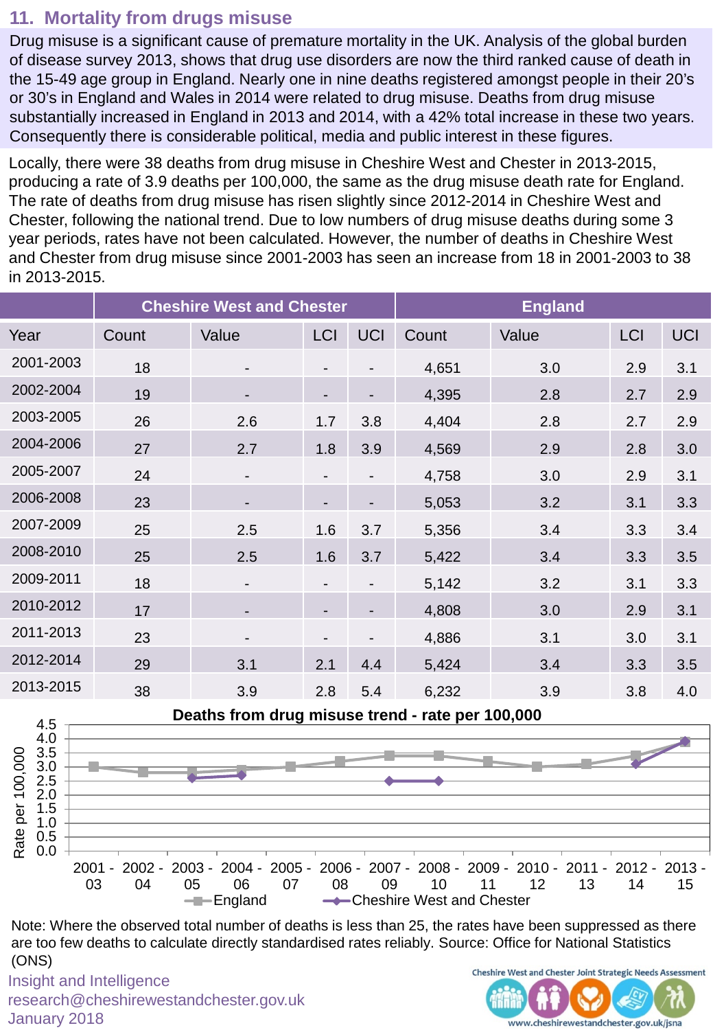## 11. Mortality from drugs misuse

Drug misuse is a significant cause of premature mortality in the UK. Analysis of the global burden of disease survey 2013, shows that drug use disorders are now the third ranked cause of death in the 15-49 age group in England. Nearly one in nine deaths registered amongst people in their 20's or 30's in England and Wales in 2014 were related to drug misuse. Deaths from drug misuse substantially increased in England in 2013 and 2014, with a 42% total increase in these two years. Consequently there is considerable political, media and public interest in these figures.

Locally, there were 38 deaths from drug misuse in Cheshire West and Chester in 2013-2015, producing a rate of 3.9 deaths per 100,000, the same as the drug misuse death rate for England. The rate of deaths from drug misuse has risen slightly since 2012-2014 in Cheshire West and Chester, following the national trend. Due to low numbers of drug misuse deaths during some 3 year periods, rates have not been calculated. However, the number of deaths in Cheshire West and Chester from drug misuse since 2001-2003 has seen an increase from 18 in 2001-2003 to 38 in 2013-2015.

| | Cheshire West and Chester | | | | England | | | |
|---|---|---|---|---|---|---|---|---|
| Year | Count | Value | LCI | UCI | Count | Value | LCI | UCI |
| 2001-2003 | 18 | - | - | - | 4,651 | 3.0 | 2.9 | 3.1 |
| 2002-2004 | 19 | - | - | - | 4,395 | 2.8 | 2.7 | 2.9 |
| 2003-2005 | 26 | 2.6 | 1.7 | 3.8 | 4,404 | 2.8 | 2.7 | 2.9 |
| 2004-2006 | 27 | 2.7 | 1.8 | 3.9 | 4,569 | 2.9 | 2.8 | 3.0 |
| 2005-2007 | 24 | - | - | - | 4,758 | 3.0 | 2.9 | 3.1 |
| 2006-2008 | 23 | - | - | - | 5,053 | 3.2 | 3.1 | 3.3 |
| 2007-2009 | 25 | 2.5 | 1.6 | 3.7 | 5,356 | 3.4 | 3.3 | 3.4 |
| 2008-2010 | 25 | 2.5 | 1.6 | 3.7 | 5,422 | 3.4 | 3.3 | 3.5 |
| 2009-2011 | 18 | - | - | - | 5,142 | 3.2 | 3.1 | 3.3 |
| 2010-2012 | 17 | - | - | - | 4,808 | 3.0 | 2.9 | 3.1 |
| 2011-2013 | 23 | - | - | - | 4,886 | 3.1 | 3.0 | 3.1 |
| 2012-2014 | 29 | 3.1 | 2.1 | 4.4 | 5,424 | 3.4 | 3.3 | 3.5 |
| 2013-2015 | 38 | 3.9 | 2.8 | 5.4 | 6,232 | 3.9 | 3.8 | 4.0 |

Deaths from drug misuse trend - rate per 100,000

Rate per 100,000

4.5
4.0
3.5
3.0
2.5
2.0
1.5
1.0
0.5
0.0

2001 - 03, 2002 - 04, 2003 - 05, 2004 - 06, 2005 - 07, 2006 - 08, 2007 - 09, 2008 - 10, 2009 - 11, 2010 - 12, 2011 - 13, 2012 - 14, 2013 - 15

England
Cheshire West and Chester

Note: Where the observed total number of deaths is less than 25, the rates have been suppressed as there are too few deaths to calculate directly standardised rates reliably. Source: Office for National Statistics (ONS)

Insight and Intelligence
research@cheshirewestandchester.gov.uk
January 2018

Cheshire West and Chester Joint Strategic Needs Assessment
www.cheshirewestandchester.gov.uk/jsna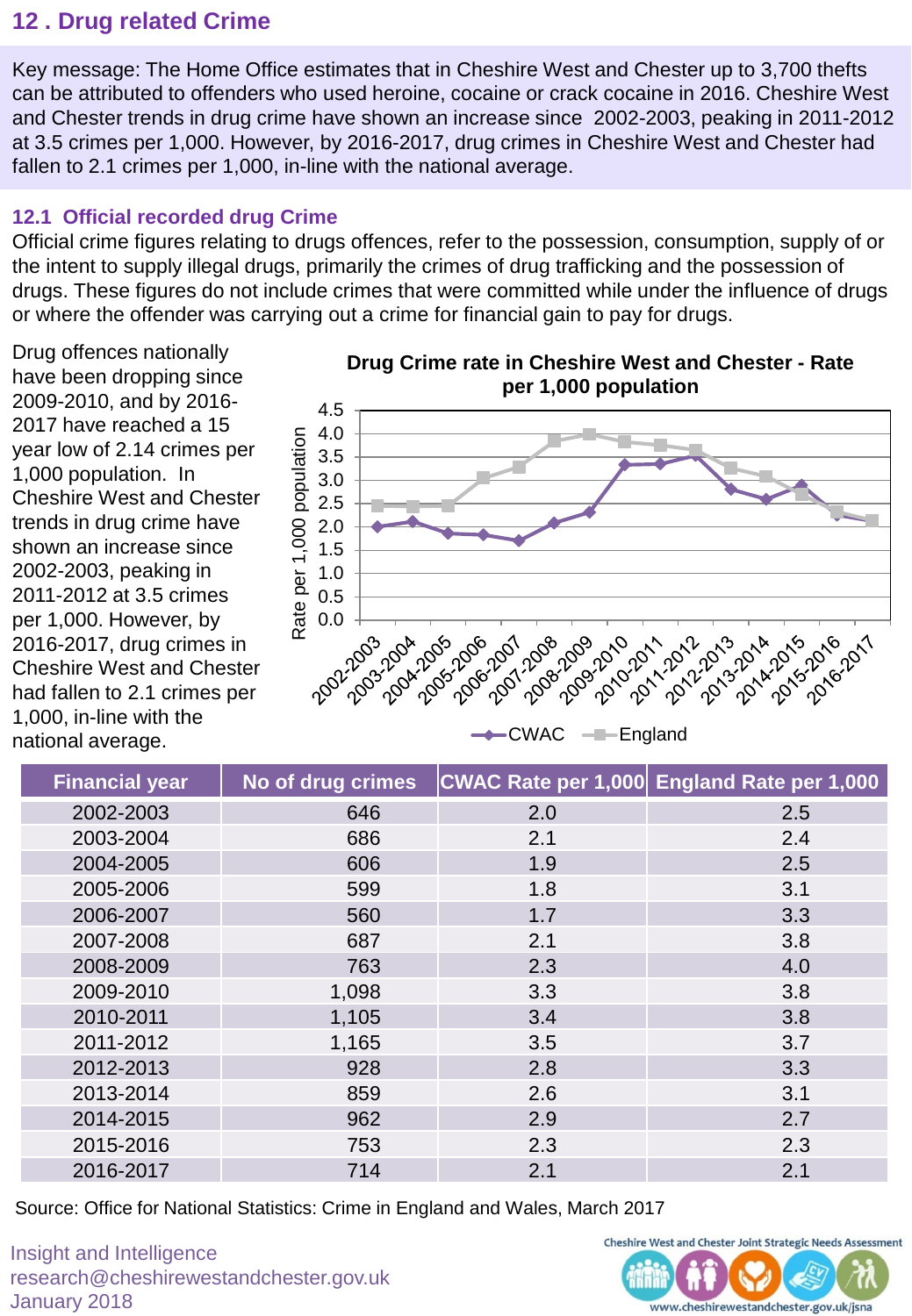## 12 . Drug related Crime

Key message: The Home Office estimates that in Cheshire West and Chester up to 3,700 thefts can be attributed to offenders who used heroine, cocaine or crack cocaine in 2016. Cheshire West and Chester trends in drug crime have shown an increase since 2002-2003, peaking in 2011-2012 at 3.5 crimes per 1,000. However, by 2016-2017, drug crimes in Cheshire West and Chester had fallen to 2.1 crimes per 1,000, in-line with the national average.

### 12.1 Official recorded drug Crime

Official crime figures relating to drugs offences, refer to the possession, consumption, supply of or the intent to supply illegal drugs, primarily the crimes of drug trafficking and the possession of drugs. These figures do not include crimes that were committed while under the influence of drugs or where the offender was carrying out a crime for financial gain to pay for drugs.

Drug offences nationally have been dropping since 2009-2010, and by 2016-2017 have reached a 15 year low of 2.14 crimes per 1,000 population. In Cheshire West and Chester trends in drug crime have shown an increase since 2002-2003, peaking in 2011-2012 at 3.5 crimes per 1,000. However, by 2016-2017, drug crimes in Cheshire West and Chester had fallen to 2.1 crimes per 1,000, in-line with the national average.

Drug Crime rate in Cheshire West and Chester - Rate per 1,000 population

Rate per 1,000 population

4.5
4.0
3.5
3.0
2.5
2.0
1.5
1.0
0.5
0.0

2002-2003 2003-2004 2004-2005 2005-2006 2006-2007 2007-2008 2008-2009 2009-2010 2010-2011 2011-2012 2012-2013 2013-2014 2014-2015 2015-2016 2016-2017

CWAC England

| Financial year | No of drug crimes | CWAC Rate per 1,000 | England Rate per 1,000 |
|---|---|---|---|
| 2002-2003 | 646 | 2.0 | 2.5 |
| 2003-2004 | 686 | 2.1 | 2.4 |
| 2004-2005 | 606 | 1.9 | 2.5 |
| 2005-2006 | 599 | 1.8 | 3.1 |
| 2006-2007 | 560 | 1.7 | 3.3 |
| 2007-2008 | 687 | 2.1 | 3.8 |
| 2008-2009 | 763 | 2.3 | 4.0 |
| 2009-2010 | 1,098 | 3.3 | 3.8 |
| 2010-2011 | 1,105 | 3.4 | 3.8 |
| 2011-2012 | 1,165 | 3.5 | 3.7 |
| 2012-2013 | 928 | 2.8 | 3.3 |
| 2013-2014 | 859 | 2.6 | 3.1 |
| 2014-2015 | 962 | 2.9 | 2.7 |
| 2015-2016 | 753 | 2.3 | 2.3 |
| 2016-2017 | 714 | 2.1 | 2.1 |

Source: Office for National Statistics: Crime in England and Wales, March 2017

Insight and Intelligence
research@cheshirewestandchester.gov.uk
January 2018

Cheshire West and Chester Joint Strategic Needs Assessment
www.cheshirewestandchester.gov.uk/jsna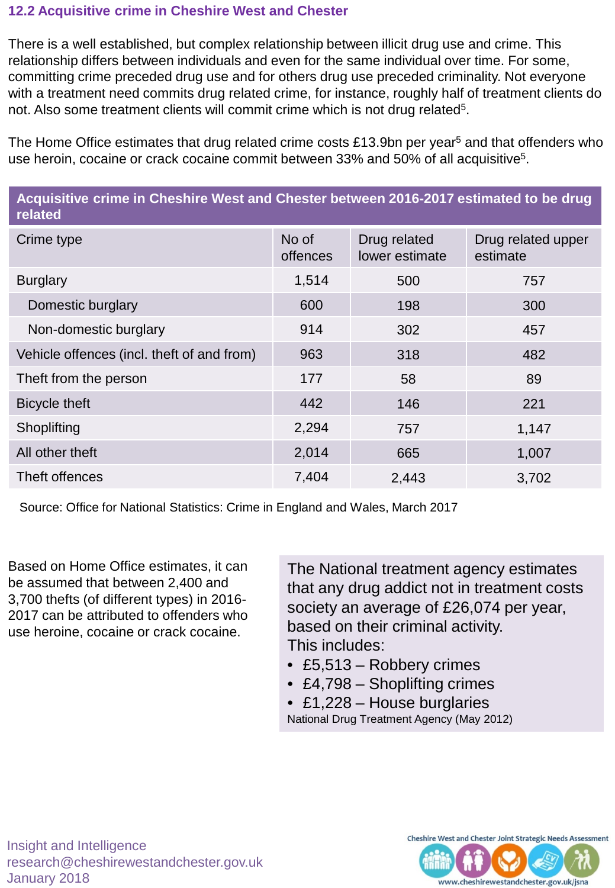## 12.2 Acquisitive crime in Cheshire West and Chester

There is a well established, but complex relationship between illicit drug use and crime. This relationship differs between individuals and even for the same individual over time. For some, committing crime preceded drug use and for others drug use preceded criminality. Not everyone with a treatment need commits drug related crime, for instance, roughly half of treatment clients do not. Also some treatment clients will commit crime which is not drug related[5].

The Home Office estimates that drug related crime costs £13.9bn per year[5] and that offenders who use heroin, cocaine or crack cocaine commit between 33% and 50% of all acquisitive[5].

**Acquisitive crime in Cheshire West and Chester between 2016-2017 estimated to be drug related**

| Crime type | No of offences | Drug related lower estimate | Drug related upper estimate |
|---|---|---|---|
| Burglary | 1,514 | 500 | 757 |
| Domestic burglary | 600 | 198 | 300 |
| Non-domestic burglary | 914 | 302 | 457 |
| Vehicle offences (incl. theft of and from) | 963 | 318 | 482 |
| Theft from the person | 177 | 58 | 89 |
| Bicycle theft | 442 | 146 | 221 |
| Shoplifting | 2,294 | 757 | 1,147 |
| All other theft | 2,014 | 665 | 1,007 |
| Theft offences | 7,404 | 2,443 | 3,702 |

Source: Office for National Statistics: Crime in England and Wales, March 2017

Based on Home Office estimates, it can be assumed that between 2,400 and 3,700 thefts (of different types) in 2016-2017 can be attributed to offenders who use heroine, cocaine or crack cocaine.

The National treatment agency estimates that any drug addict not in treatment costs society an average of £26,074 per year, based on their criminal activity.
This includes:

- £5,513 – Robbery crimes
- £4,798 – Shoplifting crimes
- £1,228 – House burglaries

National Drug Treatment Agency (May 2012)

Insight and Intelligence
research@cheshirewestandchester.gov.uk
January 2018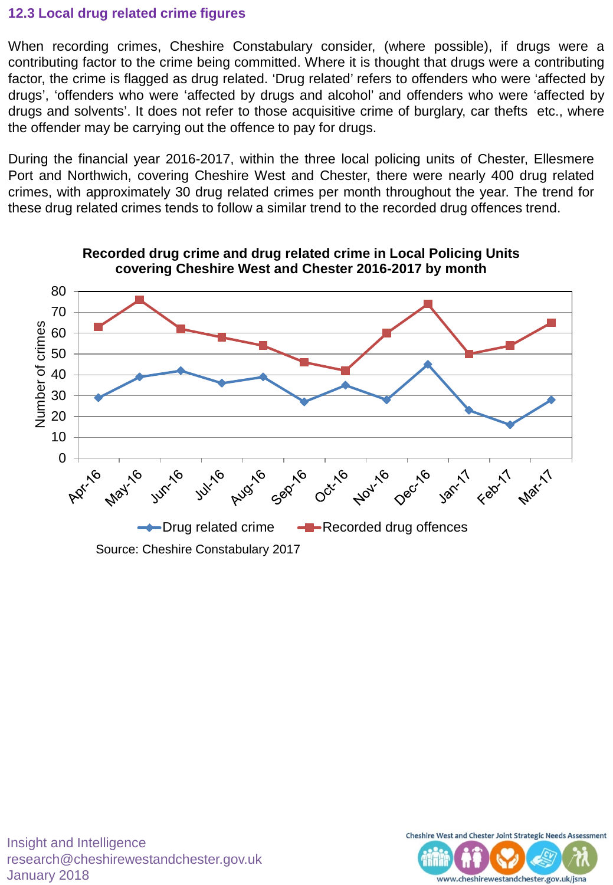### 12.3 Local drug related crime figures

When recording crimes, Cheshire Constabulary consider, (where possible), if drugs were a contributing factor to the crime being committed. Where it is thought that drugs were a contributing factor, the crime is flagged as drug related. 'Drug related' refers to offenders who were 'affected by drugs', 'offenders who were 'affected by drugs and alcohol' and offenders who were 'affected by drugs and solvents'. It does not refer to those acquisitive crime of burglary, car thefts etc., where the offender may be carrying out the offence to pay for drugs.

During the financial year 2016-2017, within the three local policing units of Chester, Ellesmere Port and Northwich, covering Cheshire West and Chester, there were nearly 400 drug related crimes, with approximately 30 drug related crimes per month throughout the year. The trend for these drug related crimes tends to follow a similar trend to the recorded drug offences trend.

**Recorded drug crime and drug related crime in Local Policing Units covering Cheshire West and Chester 2016-2017 by month**

Number of crimes

0, 10, 20, 30, 40, 50, 60, 70, 80

Apr-16, May-16, Jun-16, Jul-16, Aug-16, Sep-16, Oct-16, Nov-16, Dec-16, Jan-17, Feb-17, Mar-17

Drug related crime

Recorded drug offences

Source: Cheshire Constabulary 2017

Insight and Intelligence
research@cheshirewestandchester.gov.uk
January 2018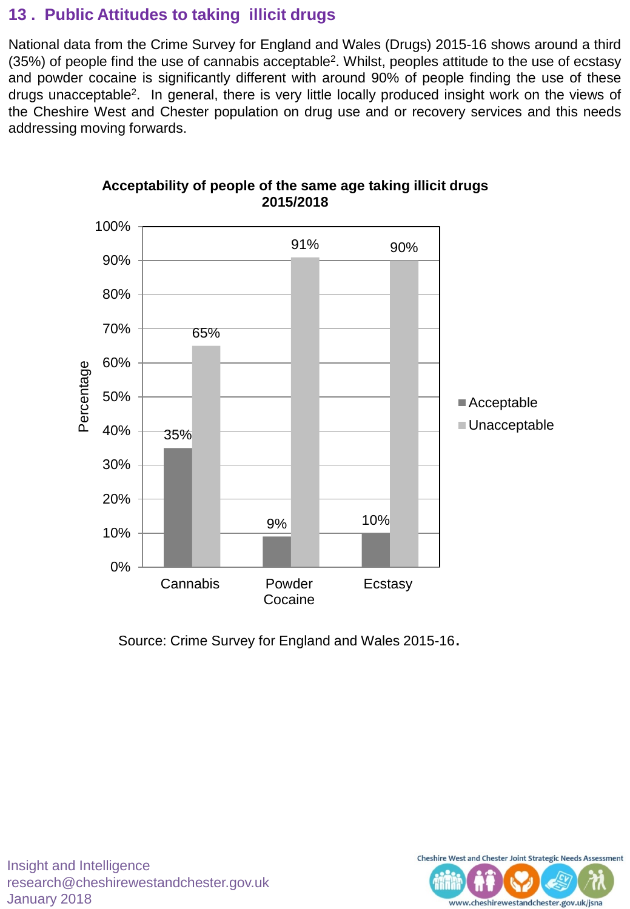## 13 . Public Attitudes to taking illicit drugs

National data from the Crime Survey for England and Wales (Drugs) 2015-16 shows around a third (35%) of people find the use of cannabis acceptable[2]. Whilst, peoples attitude to the use of ecstasy and powder cocaine is significantly different with around 90% of people finding the use of these drugs unacceptable[2]. In general, there is very little locally produced insight work on the views of the Cheshire West and Chester population on drug use and or recovery services and this needs addressing moving forwards.

**Acceptability of people of the same age taking illicit drugs 2015/2018**

Percentage

100%
90%
80%
70%
60%
50%
40%
30%
20%
10%
0%

Cannabis: 35% / 65%
Powder Cocaine: 9% / 91%
Ecstasy: 10% / 90%

Acceptable
Unacceptable

Source: Crime Survey for England and Wales 2015-16.

Insight and Intelligence
research@cheshirewestandchester.gov.uk
January 2018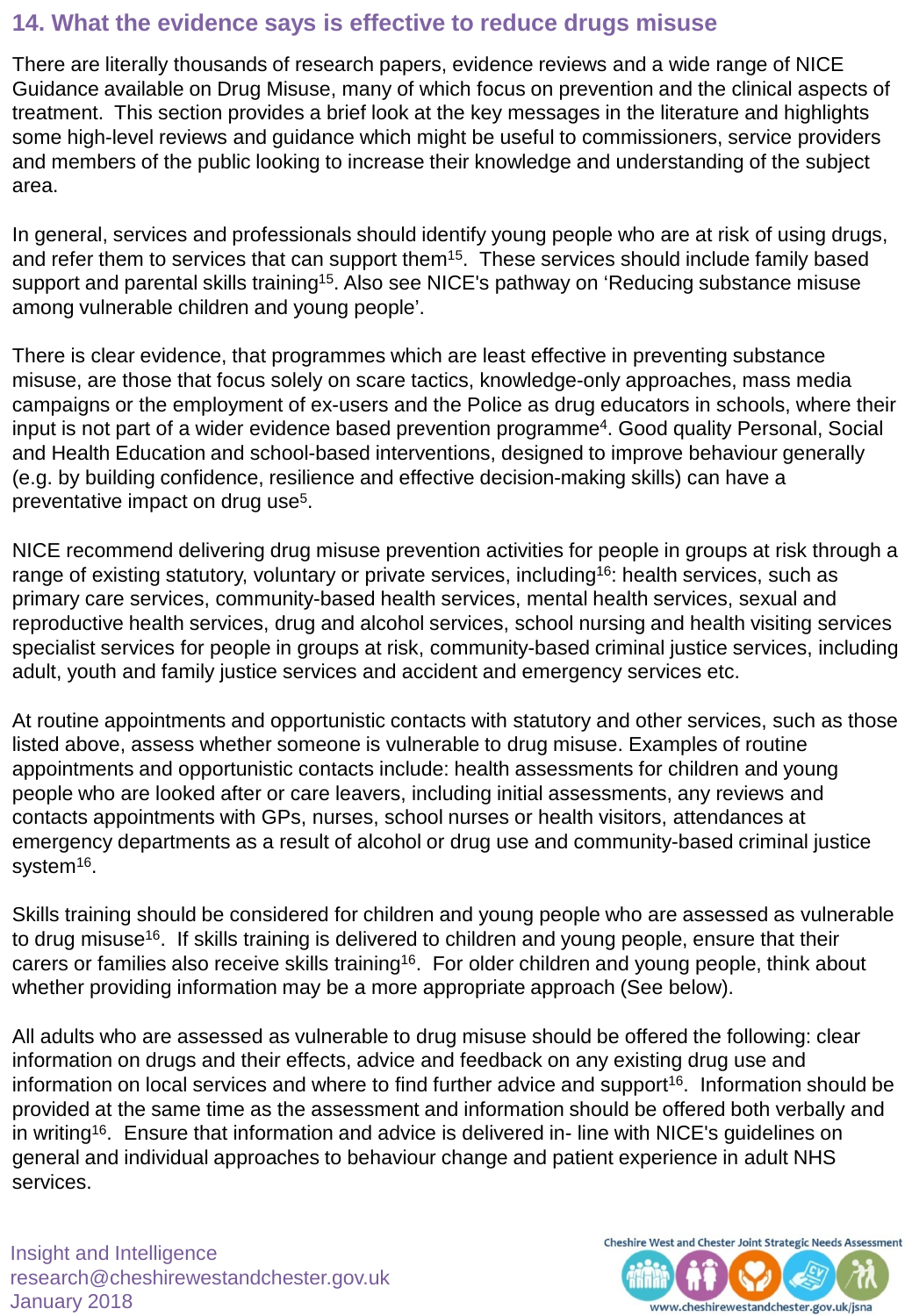## 14. What the evidence says is effective to reduce drugs misuse

There are literally thousands of research papers, evidence reviews and a wide range of NICE Guidance available on Drug Misuse, many of which focus on prevention and the clinical aspects of treatment. This section provides a brief look at the key messages in the literature and highlights some high-level reviews and guidance which might be useful to commissioners, service providers and members of the public looking to increase their knowledge and understanding of the subject area.

In general, services and professionals should identify young people who are at risk of using drugs, and refer them to services that can support them[15]. These services should include family based support and parental skills training[15]. Also see NICE's pathway on 'Reducing substance misuse among vulnerable children and young people'.

There is clear evidence, that programmes which are least effective in preventing substance misuse, are those that focus solely on scare tactics, knowledge-only approaches, mass media campaigns or the employment of ex-users and the Police as drug educators in schools, where their input is not part of a wider evidence based prevention programme[4]. Good quality Personal, Social and Health Education and school-based interventions, designed to improve behaviour generally (e.g. by building confidence, resilience and effective decision-making skills) can have a preventative impact on drug use[5].

NICE recommend delivering drug misuse prevention activities for people in groups at risk through a range of existing statutory, voluntary or private services, including[16]: health services, such as primary care services, community-based health services, mental health services, sexual and reproductive health services, drug and alcohol services, school nursing and health visiting services specialist services for people in groups at risk, community-based criminal justice services, including adult, youth and family justice services and accident and emergency services etc.

At routine appointments and opportunistic contacts with statutory and other services, such as those listed above, assess whether someone is vulnerable to drug misuse. Examples of routine appointments and opportunistic contacts include: health assessments for children and young people who are looked after or care leavers, including initial assessments, any reviews and contacts appointments with GPs, nurses, school nurses or health visitors, attendances at emergency departments as a result of alcohol or drug use and community-based criminal justice system[16].

Skills training should be considered for children and young people who are assessed as vulnerable to drug misuse[16]. If skills training is delivered to children and young people, ensure that their carers or families also receive skills training[16]. For older children and young people, think about whether providing information may be a more appropriate approach (See below).

All adults who are assessed as vulnerable to drug misuse should be offered the following: clear information on drugs and their effects, advice and feedback on any existing drug use and information on local services and where to find further advice and support[16]. Information should be provided at the same time as the assessment and information should be offered both verbally and in writing[16]. Ensure that information and advice is delivered in- line with NICE's guidelines on general and individual approaches to behaviour change and patient experience in adult NHS services.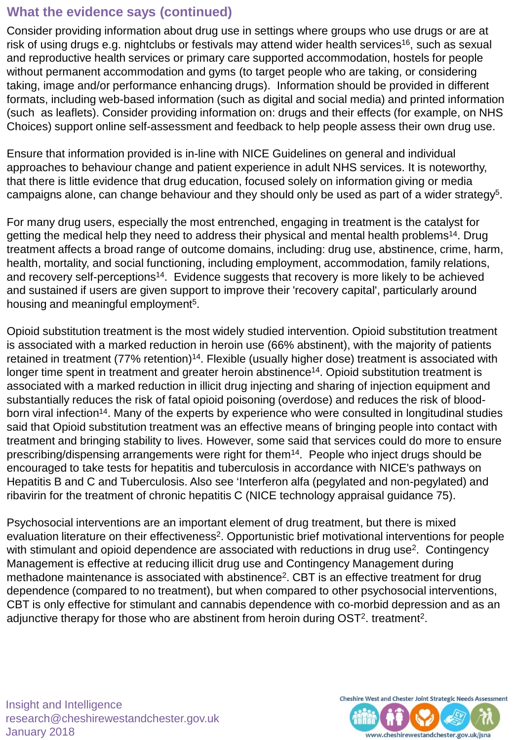## What the evidence says (continued)

Consider providing information about drug use in settings where groups who use drugs or are at risk of using drugs e.g. nightclubs or festivals may attend wider health services[16], such as sexual and reproductive health services or primary care supported accommodation, hostels for people without permanent accommodation and gyms (to target people who are taking, or considering taking, image and/or performance enhancing drugs). Information should be provided in different formats, including web-based information (such as digital and social media) and printed information (such as leaflets). Consider providing information on: drugs and their effects (for example, on NHS Choices) support online self-assessment and feedback to help people assess their own drug use.

Ensure that information provided is in-line with NICE Guidelines on general and individual approaches to behaviour change and patient experience in adult NHS services. It is noteworthy, that there is little evidence that drug education, focused solely on information giving or media campaigns alone, can change behaviour and they should only be used as part of a wider strategy[5].

For many drug users, especially the most entrenched, engaging in treatment is the catalyst for getting the medical help they need to address their physical and mental health problems[14]. Drug treatment affects a broad range of outcome domains, including: drug use, abstinence, crime, harm, health, mortality, and social functioning, including employment, accommodation, family relations, and recovery self-perceptions[14]. Evidence suggests that recovery is more likely to be achieved and sustained if users are given support to improve their 'recovery capital', particularly around housing and meaningful employment[5].

Opioid substitution treatment is the most widely studied intervention. Opioid substitution treatment is associated with a marked reduction in heroin use (66% abstinent), with the majority of patients retained in treatment (77% retention)[14]. Flexible (usually higher dose) treatment is associated with longer time spent in treatment and greater heroin abstinence[14]. Opioid substitution treatment is associated with a marked reduction in illicit drug injecting and sharing of injection equipment and substantially reduces the risk of fatal opioid poisoning (overdose) and reduces the risk of blood-born viral infection[14]. Many of the experts by experience who were consulted in longitudinal studies said that Opioid substitution treatment was an effective means of bringing people into contact with treatment and bringing stability to lives. However, some said that services could do more to ensure prescribing/dispensing arrangements were right for them[14]. People who inject drugs should be encouraged to take tests for hepatitis and tuberculosis in accordance with NICE's pathways on Hepatitis B and C and Tuberculosis. Also see 'Interferon alfa (pegylated and non-pegylated) and ribavirin for the treatment of chronic hepatitis C (NICE technology appraisal guidance 75).

Psychosocial interventions are an important element of drug treatment, but there is mixed evaluation literature on their effectiveness[2]. Opportunistic brief motivational interventions for people with stimulant and opioid dependence are associated with reductions in drug use[2]. Contingency Management is effective at reducing illicit drug use and Contingency Management during methadone maintenance is associated with abstinence[2]. CBT is an effective treatment for drug dependence (compared to no treatment), but when compared to other psychosocial interventions, CBT is only effective for stimulant and cannabis dependence with co-morbid depression and as an adjunctive therapy for those who are abstinent from heroin during OST[2]. treatment[2].

Insight and Intelligence
research@cheshirewestandchester.gov.uk
January 2018

Cheshire West and Chester Joint Strategic Needs Assessment
www.cheshirewestandchester.gov.uk/jsna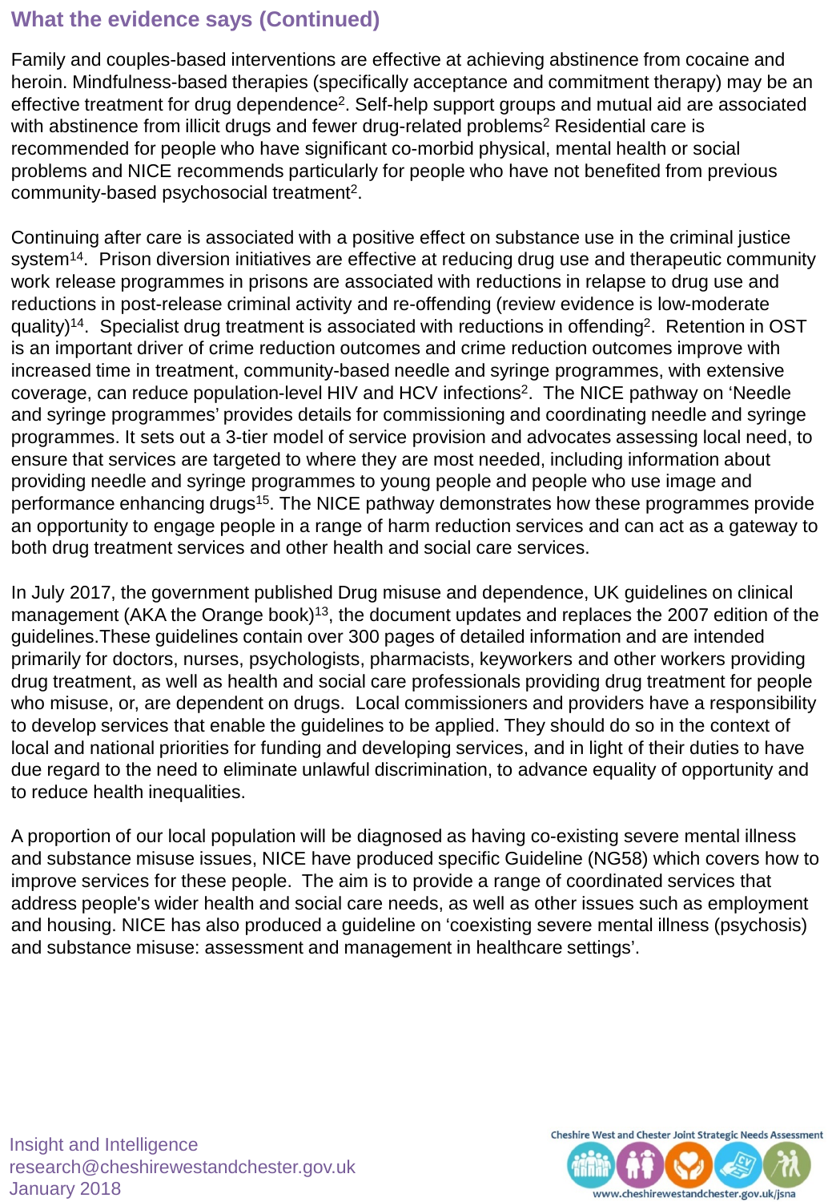## What the evidence says (Continued)

Family and couples-based interventions are effective at achieving abstinence from cocaine and heroin. Mindfulness-based therapies (specifically acceptance and commitment therapy) may be an effective treatment for drug dependence[2]. Self-help support groups and mutual aid are associated with abstinence from illicit drugs and fewer drug-related problems[2] Residential care is recommended for people who have significant co-morbid physical, mental health or social problems and NICE recommends particularly for people who have not benefited from previous community-based psychosocial treatment[2].

Continuing after care is associated with a positive effect on substance use in the criminal justice system[14]. Prison diversion initiatives are effective at reducing drug use and therapeutic community work release programmes in prisons are associated with reductions in relapse to drug use and reductions in post-release criminal activity and re-offending (review evidence is low-moderate quality)[14]. Specialist drug treatment is associated with reductions in offending[2]. Retention in OST is an important driver of crime reduction outcomes and crime reduction outcomes improve with increased time in treatment, community-based needle and syringe programmes, with extensive coverage, can reduce population-level HIV and HCV infections[2]. The NICE pathway on 'Needle and syringe programmes' provides details for commissioning and coordinating needle and syringe programmes. It sets out a 3-tier model of service provision and advocates assessing local need, to ensure that services are targeted to where they are most needed, including information about providing needle and syringe programmes to young people and people who use image and performance enhancing drugs[15]. The NICE pathway demonstrates how these programmes provide an opportunity to engage people in a range of harm reduction services and can act as a gateway to both drug treatment services and other health and social care services.

In July 2017, the government published Drug misuse and dependence, UK guidelines on clinical management (AKA the Orange book)[13], the document updates and replaces the 2007 edition of the guidelines.These guidelines contain over 300 pages of detailed information and are intended primarily for doctors, nurses, psychologists, pharmacists, keyworkers and other workers providing drug treatment, as well as health and social care professionals providing drug treatment for people who misuse, or, are dependent on drugs. Local commissioners and providers have a responsibility to develop services that enable the guidelines to be applied. They should do so in the context of local and national priorities for funding and developing services, and in light of their duties to have due regard to the need to eliminate unlawful discrimination, to advance equality of opportunity and to reduce health inequalities.

A proportion of our local population will be diagnosed as having co-existing severe mental illness and substance misuse issues, NICE have produced specific Guideline (NG58) which covers how to improve services for these people. The aim is to provide a range of coordinated services that address people's wider health and social care needs, as well as other issues such as employment and housing. NICE has also produced a guideline on 'coexisting severe mental illness (psychosis) and substance misuse: assessment and management in healthcare settings'.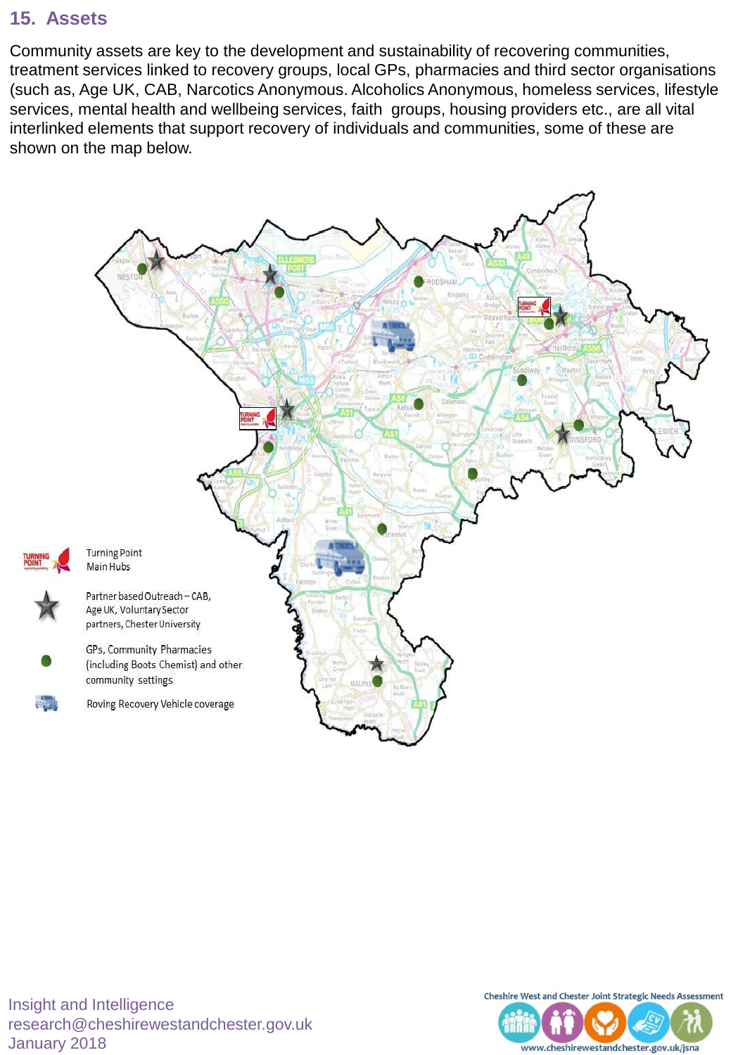## 15. Assets

Community assets are key to the development and sustainability of recovering communities, treatment services linked to recovery groups, local GPs, pharmacies and third sector organisations (such as, Age UK, CAB, Narcotics Anonymous. Alcoholics Anonymous, homeless services, lifestyle services, mental health and wellbeing services, faith groups, housing providers etc., are all vital interlinked elements that support recovery of individuals and communities, some of these are shown on the map below.

Turning Point Main Hubs

Partner based Outreach – CAB, Age UK, Voluntary Sector partners, Chester University

GPs, Community Pharmacies (including Boots Chemist) and other community settings

Roving Recovery Vehicle coverage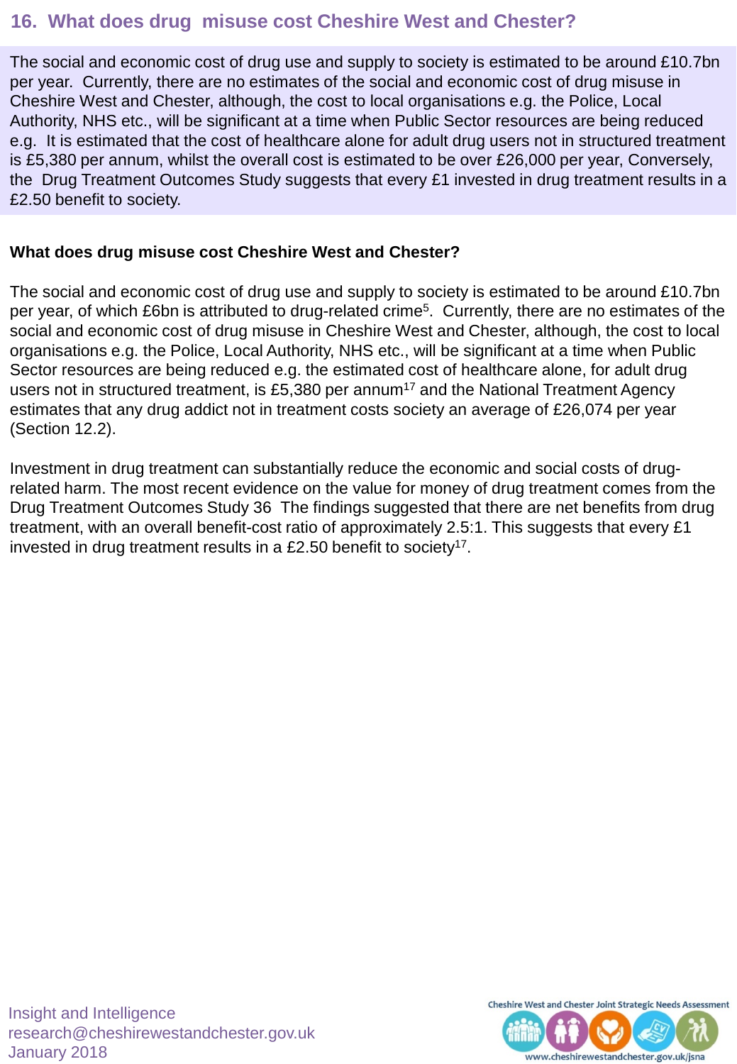## 16. What does drug misuse cost Cheshire West and Chester?

The social and economic cost of drug use and supply to society is estimated to be around £10.7bn per year. Currently, there are no estimates of the social and economic cost of drug misuse in Cheshire West and Chester, although, the cost to local organisations e.g. the Police, Local Authority, NHS etc., will be significant at a time when Public Sector resources are being reduced e.g. It is estimated that the cost of healthcare alone for adult drug users not in structured treatment is £5,380 per annum, whilst the overall cost is estimated to be over £26,000 per year, Conversely, the Drug Treatment Outcomes Study suggests that every £1 invested in drug treatment results in a £2.50 benefit to society.

**What does drug misuse cost Cheshire West and Chester?**

The social and economic cost of drug use and supply to society is estimated to be around £10.7bn per year, of which £6bn is attributed to drug-related crime[5]. Currently, there are no estimates of the social and economic cost of drug misuse in Cheshire West and Chester, although, the cost to local organisations e.g. the Police, Local Authority, NHS etc., will be significant at a time when Public Sector resources are being reduced e.g. the estimated cost of healthcare alone, for adult drug users not in structured treatment, is £5,380 per annum[17] and the National Treatment Agency estimates that any drug addict not in treatment costs society an average of £26,074 per year (Section 12.2).

Investment in drug treatment can substantially reduce the economic and social costs of drug-related harm. The most recent evidence on the value for money of drug treatment comes from the Drug Treatment Outcomes Study 36 The findings suggested that there are net benefits from drug treatment, with an overall benefit-cost ratio of approximately 2.5:1. This suggests that every £1 invested in drug treatment results in a £2.50 benefit to society[17].

Insight and Intelligence
research@cheshirewestandchester.gov.uk
January 2018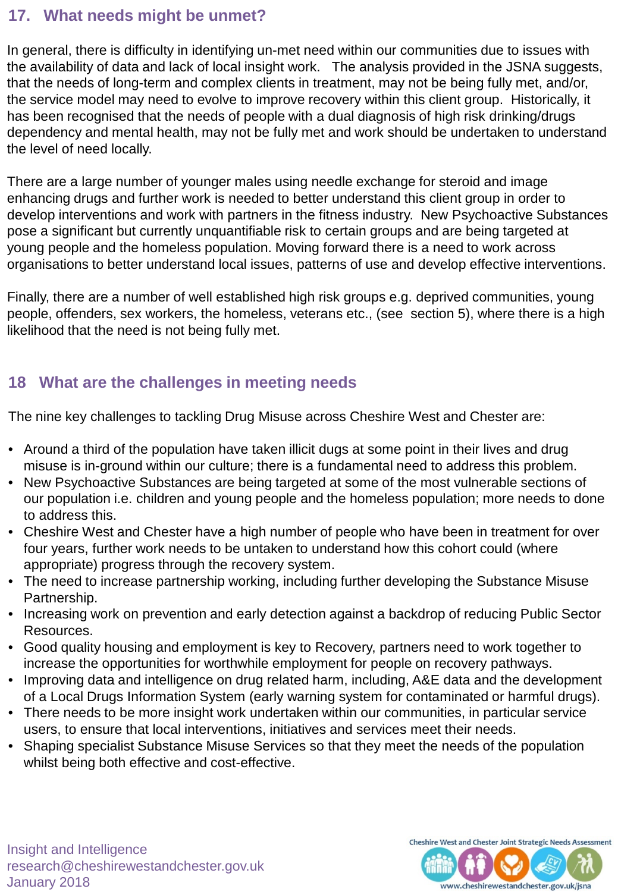## 17. What needs might be unmet?

In general, there is difficulty in identifying un-met need within our communities due to issues with the availability of data and lack of local insight work. The analysis provided in the JSNA suggests, that the needs of long-term and complex clients in treatment, may not be being fully met, and/or, the service model may need to evolve to improve recovery within this client group. Historically, it has been recognised that the needs of people with a dual diagnosis of high risk drinking/drugs dependency and mental health, may not be fully met and work should be undertaken to understand the level of need locally.

There are a large number of younger males using needle exchange for steroid and image enhancing drugs and further work is needed to better understand this client group in order to develop interventions and work with partners in the fitness industry. New Psychoactive Substances pose a significant but currently unquantifiable risk to certain groups and are being targeted at young people and the homeless population. Moving forward there is a need to work across organisations to better understand local issues, patterns of use and develop effective interventions.

Finally, there are a number of well established high risk groups e.g. deprived communities, young people, offenders, sex workers, the homeless, veterans etc., (see section 5), where there is a high likelihood that the need is not being fully met.

## 18 What are the challenges in meeting needs

The nine key challenges to tackling Drug Misuse across Cheshire West and Chester are:

- Around a third of the population have taken illicit dugs at some point in their lives and drug misuse is in-ground within our culture; there is a fundamental need to address this problem.
- New Psychoactive Substances are being targeted at some of the most vulnerable sections of our population i.e. children and young people and the homeless population; more needs to done to address this.
- Cheshire West and Chester have a high number of people who have been in treatment for over four years, further work needs to be untaken to understand how this cohort could (where appropriate) progress through the recovery system.
- The need to increase partnership working, including further developing the Substance Misuse Partnership.
- Increasing work on prevention and early detection against a backdrop of reducing Public Sector Resources.
- Good quality housing and employment is key to Recovery, partners need to work together to increase the opportunities for worthwhile employment for people on recovery pathways.
- Improving data and intelligence on drug related harm, including, A&E data and the development of a Local Drugs Information System (early warning system for contaminated or harmful drugs).
- There needs to be more insight work undertaken within our communities, in particular service users, to ensure that local interventions, initiatives and services meet their needs.
- Shaping specialist Substance Misuse Services so that they meet the needs of the population whilst being both effective and cost-effective.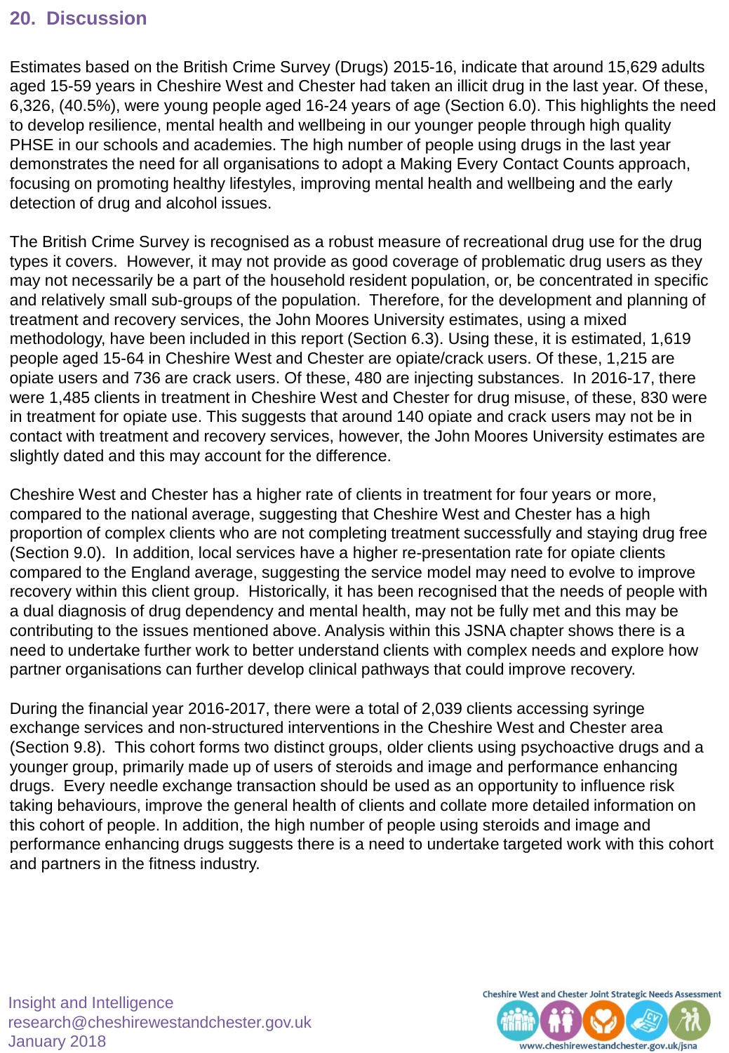## 20. Discussion

Estimates based on the British Crime Survey (Drugs) 2015-16, indicate that around 15,629 adults aged 15-59 years in Cheshire West and Chester had taken an illicit drug in the last year. Of these, 6,326, (40.5%), were young people aged 16-24 years of age (Section 6.0). This highlights the need to develop resilience, mental health and wellbeing in our younger people through high quality PHSE in our schools and academies. The high number of people using drugs in the last year demonstrates the need for all organisations to adopt a Making Every Contact Counts approach, focusing on promoting healthy lifestyles, improving mental health and wellbeing and the early detection of drug and alcohol issues.

The British Crime Survey is recognised as a robust measure of recreational drug use for the drug types it covers. However, it may not provide as good coverage of problematic drug users as they may not necessarily be a part of the household resident population, or, be concentrated in specific and relatively small sub-groups of the population. Therefore, for the development and planning of treatment and recovery services, the John Moores University estimates, using a mixed methodology, have been included in this report (Section 6.3). Using these, it is estimated, 1,619 people aged 15-64 in Cheshire West and Chester are opiate/crack users. Of these, 1,215 are opiate users and 736 are crack users. Of these, 480 are injecting substances. In 2016-17, there were 1,485 clients in treatment in Cheshire West and Chester for drug misuse, of these, 830 were in treatment for opiate use. This suggests that around 140 opiate and crack users may not be in contact with treatment and recovery services, however, the John Moores University estimates are slightly dated and this may account for the difference.

Cheshire West and Chester has a higher rate of clients in treatment for four years or more, compared to the national average, suggesting that Cheshire West and Chester has a high proportion of complex clients who are not completing treatment successfully and staying drug free (Section 9.0). In addition, local services have a higher re-presentation rate for opiate clients compared to the England average, suggesting the service model may need to evolve to improve recovery within this client group. Historically, it has been recognised that the needs of people with a dual diagnosis of drug dependency and mental health, may not be fully met and this may be contributing to the issues mentioned above. Analysis within this JSNA chapter shows there is a need to undertake further work to better understand clients with complex needs and explore how partner organisations can further develop clinical pathways that could improve recovery.

During the financial year 2016-2017, there were a total of 2,039 clients accessing syringe exchange services and non-structured interventions in the Cheshire West and Chester area (Section 9.8). This cohort forms two distinct groups, older clients using psychoactive drugs and a younger group, primarily made up of users of steroids and image and performance enhancing drugs. Every needle exchange transaction should be used as an opportunity to influence risk taking behaviours, improve the general health of clients and collate more detailed information on this cohort of people. In addition, the high number of people using steroids and image and performance enhancing drugs suggests there is a need to undertake targeted work with this cohort and partners in the fitness industry.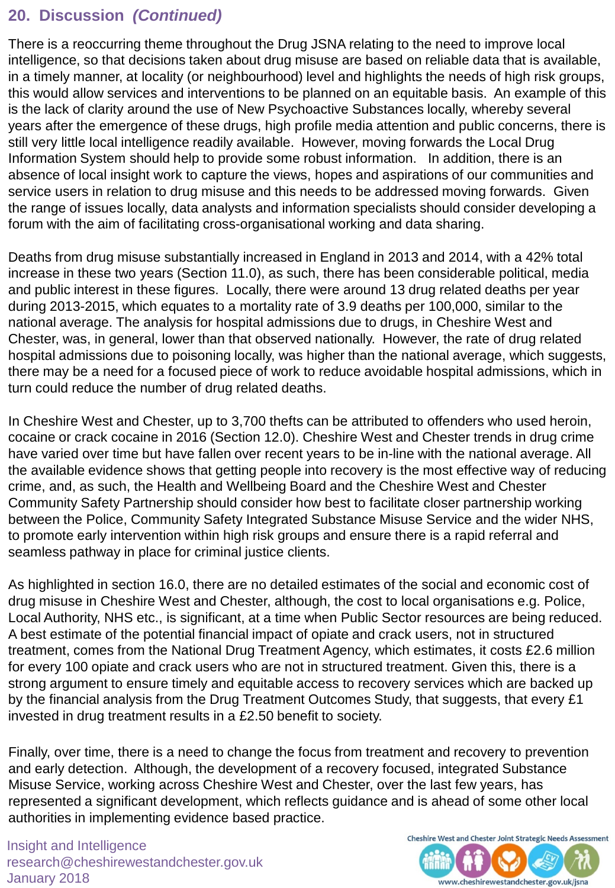## 20. Discussion *(Continued)*

There is a reoccurring theme throughout the Drug JSNA relating to the need to improve local intelligence, so that decisions taken about drug misuse are based on reliable data that is available, in a timely manner, at locality (or neighbourhood) level and highlights the needs of high risk groups, this would allow services and interventions to be planned on an equitable basis. An example of this is the lack of clarity around the use of New Psychoactive Substances locally, whereby several years after the emergence of these drugs, high profile media attention and public concerns, there is still very little local intelligence readily available. However, moving forwards the Local Drug Information System should help to provide some robust information. In addition, there is an absence of local insight work to capture the views, hopes and aspirations of our communities and service users in relation to drug misuse and this needs to be addressed moving forwards. Given the range of issues locally, data analysts and information specialists should consider developing a forum with the aim of facilitating cross-organisational working and data sharing.

Deaths from drug misuse substantially increased in England in 2013 and 2014, with a 42% total increase in these two years (Section 11.0), as such, there has been considerable political, media and public interest in these figures. Locally, there were around 13 drug related deaths per year during 2013-2015, which equates to a mortality rate of 3.9 deaths per 100,000, similar to the national average. The analysis for hospital admissions due to drugs, in Cheshire West and Chester, was, in general, lower than that observed nationally. However, the rate of drug related hospital admissions due to poisoning locally, was higher than the national average, which suggests, there may be a need for a focused piece of work to reduce avoidable hospital admissions, which in turn could reduce the number of drug related deaths.

In Cheshire West and Chester, up to 3,700 thefts can be attributed to offenders who used heroin, cocaine or crack cocaine in 2016 (Section 12.0). Cheshire West and Chester trends in drug crime have varied over time but have fallen over recent years to be in-line with the national average. All the available evidence shows that getting people into recovery is the most effective way of reducing crime, and, as such, the Health and Wellbeing Board and the Cheshire West and Chester Community Safety Partnership should consider how best to facilitate closer partnership working between the Police, Community Safety Integrated Substance Misuse Service and the wider NHS, to promote early intervention within high risk groups and ensure there is a rapid referral and seamless pathway in place for criminal justice clients.

As highlighted in section 16.0, there are no detailed estimates of the social and economic cost of drug misuse in Cheshire West and Chester, although, the cost to local organisations e.g. Police, Local Authority, NHS etc., is significant, at a time when Public Sector resources are being reduced. A best estimate of the potential financial impact of opiate and crack users, not in structured treatment, comes from the National Drug Treatment Agency, which estimates, it costs £2.6 million for every 100 opiate and crack users who are not in structured treatment. Given this, there is a strong argument to ensure timely and equitable access to recovery services which are backed up by the financial analysis from the Drug Treatment Outcomes Study, that suggests, that every £1 invested in drug treatment results in a £2.50 benefit to society.

Finally, over time, there is a need to change the focus from treatment and recovery to prevention and early detection. Although, the development of a recovery focused, integrated Substance Misuse Service, working across Cheshire West and Chester, over the last few years, has represented a significant development, which reflects guidance and is ahead of some other local authorities in implementing evidence based practice.

Insight and Intelligence
research@cheshirewestandchester.gov.uk
January 2018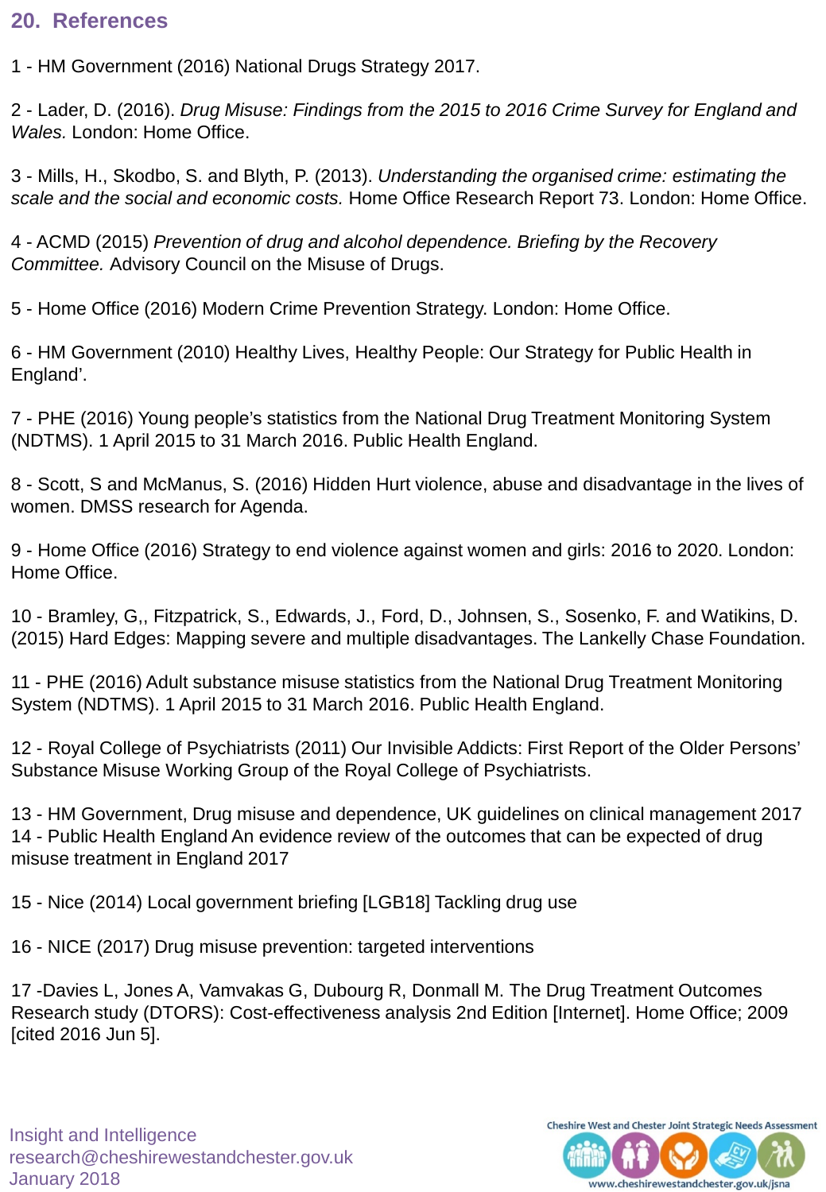## 20. References

1 - HM Government (2016) National Drugs Strategy 2017.

2 - Lader, D. (2016). *Drug Misuse: Findings from the 2015 to 2016 Crime Survey for England and Wales.* London: Home Office.

3 - Mills, H., Skodbo, S. and Blyth, P. (2013). *Understanding the organised crime: estimating the scale and the social and economic costs.* Home Office Research Report 73. London: Home Office.

4 - ACMD (2015) *Prevention of drug and alcohol dependence. Briefing by the Recovery Committee.* Advisory Council on the Misuse of Drugs.

5 - Home Office (2016) Modern Crime Prevention Strategy. London: Home Office.

6 - HM Government (2010) Healthy Lives, Healthy People: Our Strategy for Public Health in England'.

7 - PHE (2016) Young people's statistics from the National Drug Treatment Monitoring System (NDTMS). 1 April 2015 to 31 March 2016. Public Health England.

8 - Scott, S and McManus, S. (2016) Hidden Hurt violence, abuse and disadvantage in the lives of women. DMSS research for Agenda.

9 - Home Office (2016) Strategy to end violence against women and girls: 2016 to 2020. London: Home Office.

10 - Bramley, G,, Fitzpatrick, S., Edwards, J., Ford, D., Johnsen, S., Sosenko, F. and Watikins, D. (2015) Hard Edges: Mapping severe and multiple disadvantages. The Lankelly Chase Foundation.

11 - PHE (2016) Adult substance misuse statistics from the National Drug Treatment Monitoring System (NDTMS). 1 April 2015 to 31 March 2016. Public Health England.

12 - Royal College of Psychiatrists (2011) Our Invisible Addicts: First Report of the Older Persons' Substance Misuse Working Group of the Royal College of Psychiatrists.

13 - HM Government, Drug misuse and dependence, UK guidelines on clinical management 2017
14 - Public Health England An evidence review of the outcomes that can be expected of drug misuse treatment in England 2017

15 - Nice (2014) Local government briefing [LGB18] Tackling drug use

16 - NICE (2017) Drug misuse prevention: targeted interventions

17 -Davies L, Jones A, Vamvakas G, Dubourg R, Donmall M. The Drug Treatment Outcomes Research study (DTORS): Cost-effectiveness analysis 2nd Edition [Internet]. Home Office; 2009 [cited 2016 Jun 5].

Insight and Intelligence
research@cheshirewestandchester.gov.uk
January 2018

Cheshire West and Chester Joint Strategic Needs Assessment
www.cheshirewestandchester.gov.uk/jsna